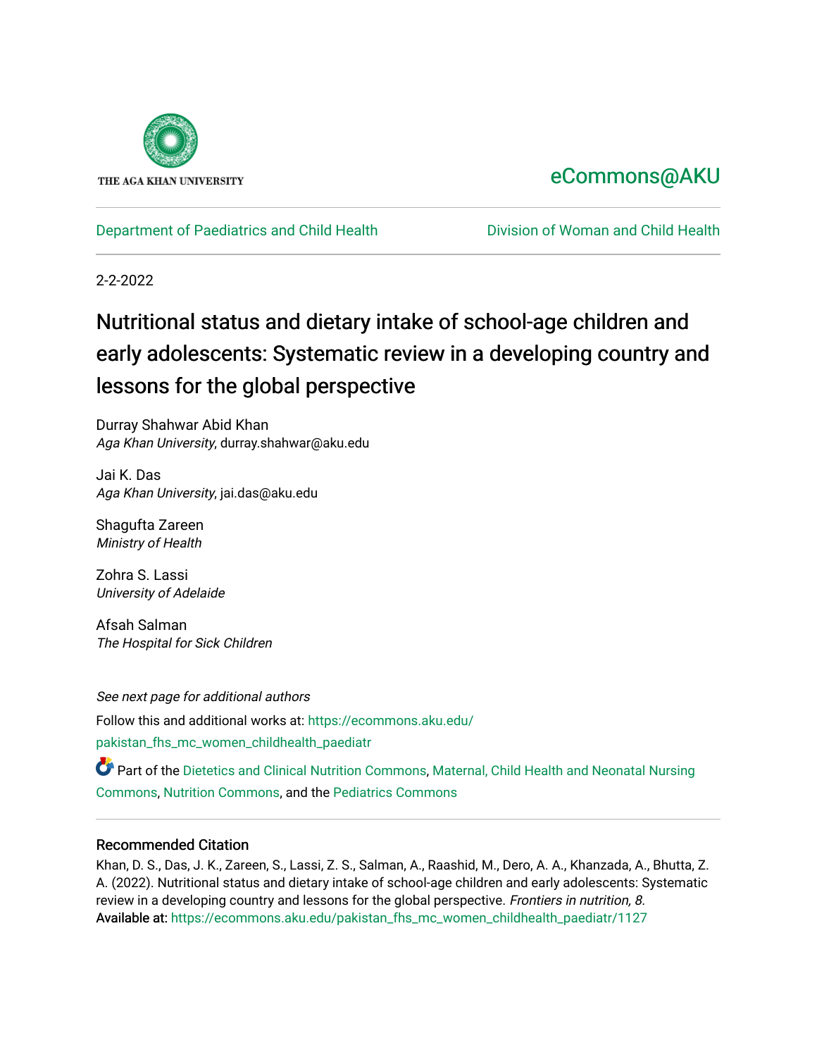THE AGA KHAN UNIVERSITY

eCommons@AKU

Department of Paediatrics and Child Health | Division of Woman and Child Health

2-2-2022

# Nutritional status and dietary intake of school-age children and early adolescents: Systematic review in a developing country and lessons for the global perspective

Durray Shahwar Abid Khan
*Aga Khan University*, durray.shahwar@aku.edu

Jai K. Das
*Aga Khan University*, jai.das@aku.edu

Shagufta Zareen
*Ministry of Health*

Zohra S. Lassi
*University of Adelaide*

Afsah Salman
*The Hospital for Sick Children*

*See next page for additional authors*

Follow this and additional works at: https://ecommons.aku.edu/pakistan_fhs_mc_women_childhealth_paediatr

Part of the Dietetics and Clinical Nutrition Commons, Maternal, Child Health and Neonatal Nursing Commons, Nutrition Commons, and the Pediatrics Commons

### Recommended Citation

Khan, D. S., Das, J. K., Zareen, S., Lassi, Z. S., Salman, A., Raashid, M., Dero, A. A., Khanzada, A., Bhutta, Z. A. (2022). Nutritional status and dietary intake of school-age children and early adolescents: Systematic review in a developing country and lessons for the global perspective. *Frontiers in nutrition, 8*.
Available at: https://ecommons.aku.edu/pakistan_fhs_mc_women_childhealth_paediatr/1127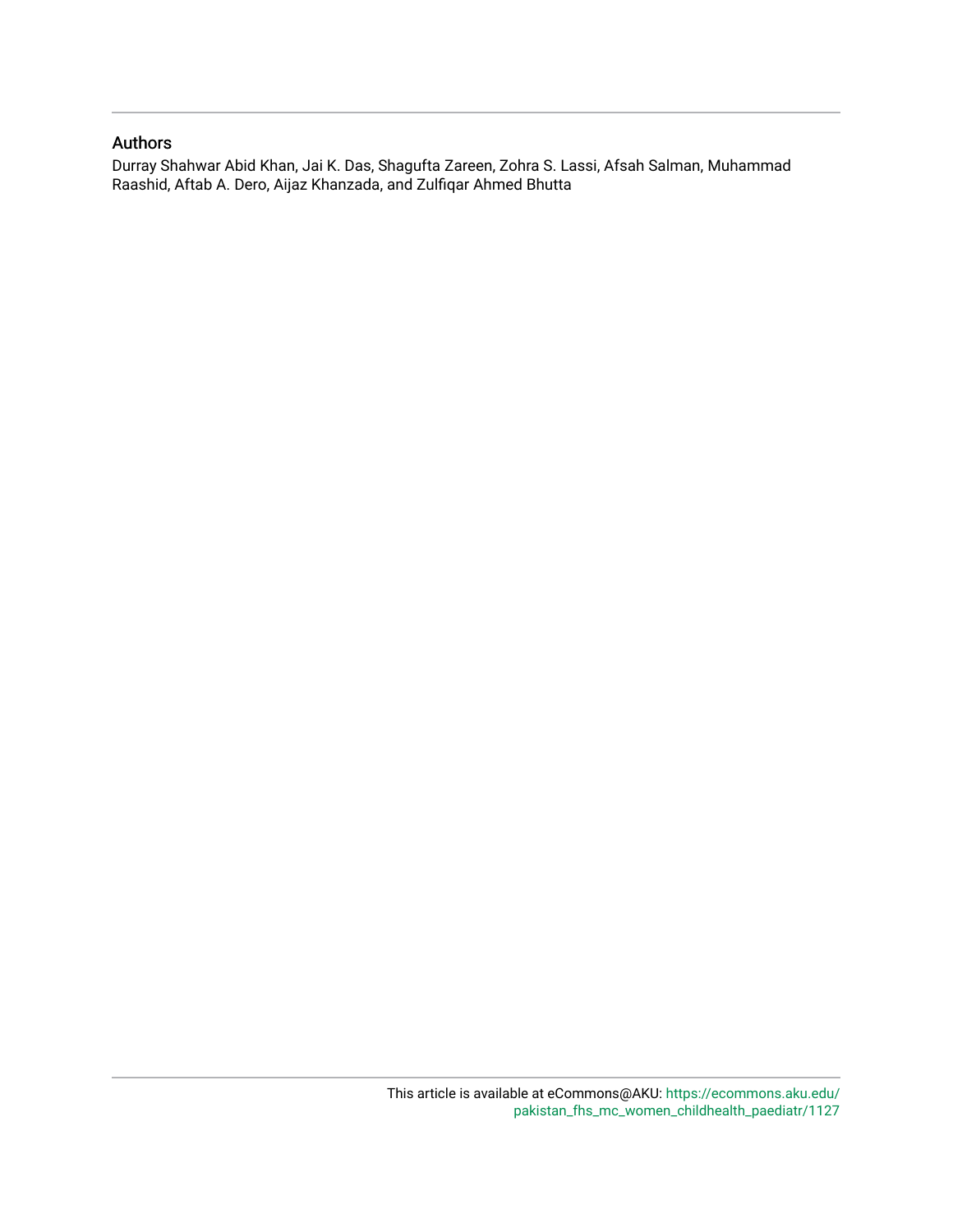## Authors

Durray Shahwar Abid Khan, Jai K. Das, Shagufta Zareen, Zohra S. Lassi, Afsah Salman, Muhammad Raashid, Aftab A. Dero, Aijaz Khanzada, and Zulfiqar Ahmed Bhutta

This article is available at eCommons@AKU: https://ecommons.aku.edu/pakistan_fhs_mc_women_childhealth_paediatr/1127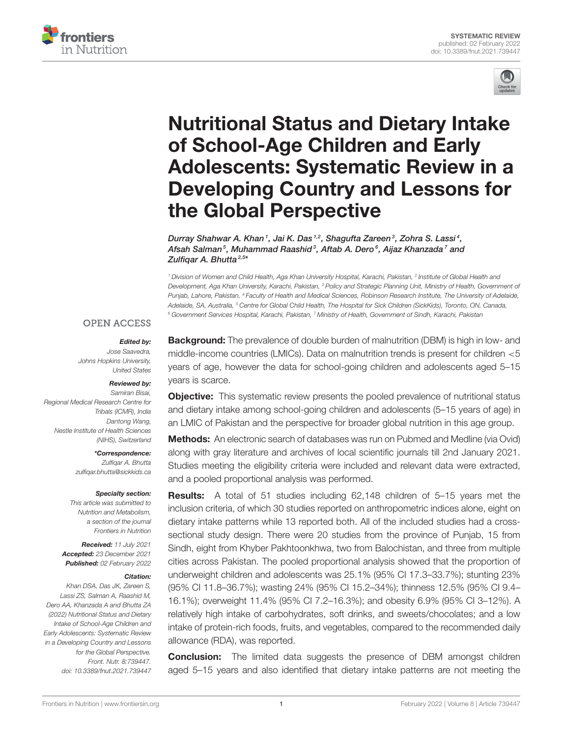SYSTEMATIC REVIEW
published: 02 February 2022
doi: 10.3389/fnut.2021.739447

# Nutritional Status and Dietary Intake of School-Age Children and Early Adolescents: Systematic Review in a Developing Country and Lessons for the Global Perspective

*Durray Shahwar A. Khan[1], Jai K. Das[1,2], Shagufta Zareen[3], Zohra S. Lassi[4], Afsah Salman[5], Muhammad Raashid[3], Aftab A. Dero[6], Aijaz Khanzada[7] and Zulfiqar A. Bhutta[2,5]**

[1] Division of Women and Child Health, Aga Khan University Hospital, Karachi, Pakistan, [2] Institute of Global Health and Development, Aga Khan University, Karachi, Pakistan, [3] Policy and Strategic Planning Unit, Ministry of Health, Government of Punjab, Lahore, Pakistan, [4] Faculty of Health and Medical Sciences, Robinson Research Institute, The University of Adelaide, Adelaide, SA, Australia, [5] Centre for Global Child Health, The Hospital for Sick Children (SickKids), Toronto, ON, Canada, [6] Government Services Hospital, Karachi, Pakistan, [7] Ministry of Health, Government of Sindh, Karachi, Pakistan

OPEN ACCESS

**Edited by:**
*Jose Saavedra,*
*Johns Hopkins University,*
*United States*

**Reviewed by:**
*Samiran Bisai,*
*Regional Medical Research Centre for Tribals (ICMR), India*
*Dantong Wang,*
*Nestle Institute of Health Sciences (NIHS), Switzerland*

***Correspondence:**
*Zulfiqar A. Bhutta*
*zulfiqar.bhutta@sickkids.ca*

**Specialty section:**
*This article was submitted to Nutrition and Metabolism, a section of the journal Frontiers in Nutrition*

**Received:** *11 July 2021*
**Accepted:** *23 December 2021*
**Published:** *02 February 2022*

**Citation:**
*Khan DSA, Das JK, Zareen S, Lassi ZS, Salman A, Raashid M, Dero AA, Khanzada A and Bhutta ZA (2022) Nutritional Status and Dietary Intake of School-Age Children and Early Adolescents: Systematic Review in a Developing Country and Lessons for the Global Perspective. Front. Nutr. 8:739447. doi: 10.3389/fnut.2021.739447*

**Background:** The prevalence of double burden of malnutrition (DBM) is high in low- and middle-income countries (LMICs). Data on malnutrition trends is present for children <5 years of age, however the data for school-going children and adolescents aged 5–15 years is scarce.

**Objective:** This systematic review presents the pooled prevalence of nutritional status and dietary intake among school-going children and adolescents (5–15 years of age) in an LMIC of Pakistan and the perspective for broader global nutrition in this age group.

**Methods:** An electronic search of databases was run on Pubmed and Medline (via Ovid) along with gray literature and archives of local scientific journals till 2nd January 2021. Studies meeting the eligibility criteria were included and relevant data were extracted, and a pooled proportional analysis was performed.

**Results:** A total of 51 studies including 62,148 children of 5–15 years met the inclusion criteria, of which 30 studies reported on anthropometric indices alone, eight on dietary intake patterns while 13 reported both. All of the included studies had a cross-sectional study design. There were 20 studies from the province of Punjab, 15 from Sindh, eight from Khyber Pakhtoonkhwa, two from Balochistan, and three from multiple cities across Pakistan. The pooled proportional analysis showed that the proportion of underweight children and adolescents was 25.1% (95% CI 17.3–33.7%); stunting 23% (95% CI 11.8–36.7%); wasting 24% (95% CI 15.2–34%); thinness 12.5% (95% CI 9.4–16.1%); overweight 11.4% (95% CI 7.2–16.3%); and obesity 6.9% (95% CI 3–12%). A relatively high intake of carbohydrates, soft drinks, and sweets/chocolates; and a low intake of protein-rich foods, fruits, and vegetables, compared to the recommended daily allowance (RDA), was reported.

**Conclusion:** The limited data suggests the presence of DBM amongst children aged 5–15 years and also identified that dietary intake patterns are not meeting the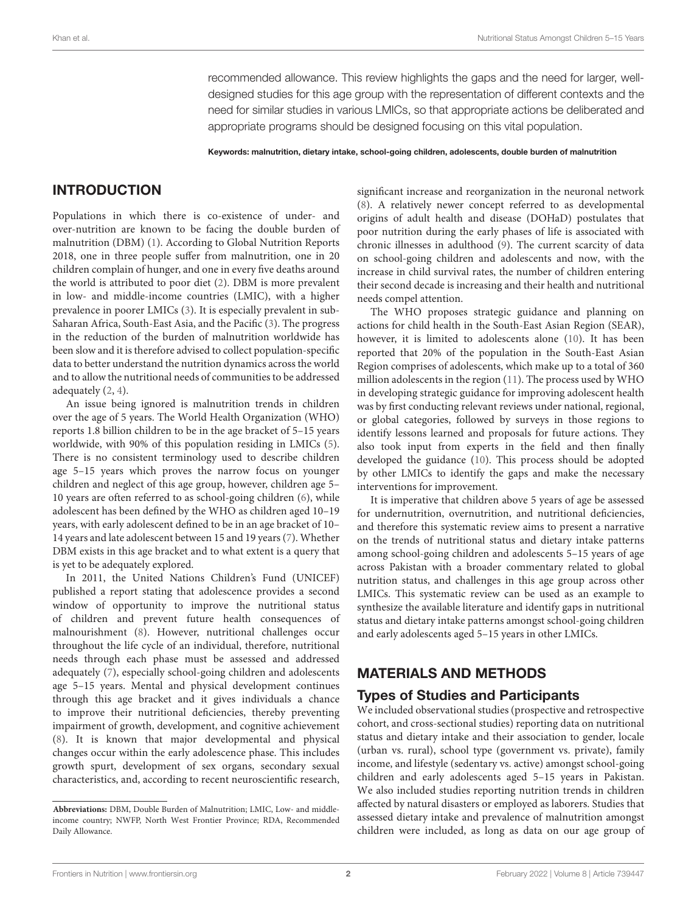recommended allowance. This review highlights the gaps and the need for larger, well-designed studies for this age group with the representation of different contexts and the need for similar studies in various LMICs, so that appropriate actions be deliberated and appropriate programs should be designed focusing on this vital population.

**Keywords: malnutrition, dietary intake, school-going children, adolescents, double burden of malnutrition**

## INTRODUCTION

Populations in which there is co-existence of under- and over-nutrition are known to be facing the double burden of malnutrition (DBM) (1). According to Global Nutrition Reports 2018, one in three people suffer from malnutrition, one in 20 children complain of hunger, and one in every five deaths around the world is attributed to poor diet (2). DBM is more prevalent in low- and middle-income countries (LMIC), with a higher prevalence in poorer LMICs (3). It is especially prevalent in sub-Saharan Africa, South-East Asia, and the Pacific (3). The progress in the reduction of the burden of malnutrition worldwide has been slow and it is therefore advised to collect population-specific data to better understand the nutrition dynamics across the world and to allow the nutritional needs of communities to be addressed adequately (2, 4).

An issue being ignored is malnutrition trends in children over the age of 5 years. The World Health Organization (WHO) reports 1.8 billion children to be in the age bracket of 5–15 years worldwide, with 90% of this population residing in LMICs (5). There is no consistent terminology used to describe children age 5–15 years which proves the narrow focus on younger children and neglect of this age group, however, children age 5–10 years are often referred to as school-going children (6), while adolescent has been defined by the WHO as children aged 10–19 years, with early adolescent defined to be in an age bracket of 10–14 years and late adolescent between 15 and 19 years (7). Whether DBM exists in this age bracket and to what extent is a query that is yet to be adequately explored.

In 2011, the United Nations Children's Fund (UNICEF) published a report stating that adolescence provides a second window of opportunity to improve the nutritional status of children and prevent future health consequences of malnourishment (8). However, nutritional challenges occur throughout the life cycle of an individual, therefore, nutritional needs through each phase must be assessed and addressed adequately (7), especially school-going children and adolescents age 5–15 years. Mental and physical development continues through this age bracket and it gives individuals a chance to improve their nutritional deficiencies, thereby preventing impairment of growth, development, and cognitive achievement (8). It is known that major developmental and physical changes occur within the early adolescence phase. This includes growth spurt, development of sex organs, secondary sexual characteristics, and, according to recent neuroscientific research, significant increase and reorganization in the neuronal network (8). A relatively newer concept referred to as developmental origins of adult health and disease (DOHaD) postulates that poor nutrition during the early phases of life is associated with chronic illnesses in adulthood (9). The current scarcity of data on school-going children and adolescents and now, with the increase in child survival rates, the number of children entering their second decade is increasing and their health and nutritional needs compel attention.

The WHO proposes strategic guidance and planning on actions for child health in the South-East Asian Region (SEAR), however, it is limited to adolescents alone (10). It has been reported that 20% of the population in the South-East Asian Region comprises of adolescents, which make up to a total of 360 million adolescents in the region (11). The process used by WHO in developing strategic guidance for improving adolescent health was by first conducting relevant reviews under national, regional, or global categories, followed by surveys in those regions to identify lessons learned and proposals for future actions. They also took input from experts in the field and then finally developed the guidance (10). This process should be adopted by other LMICs to identify the gaps and make the necessary interventions for improvement.

It is imperative that children above 5 years of age be assessed for undernutrition, overnutrition, and nutritional deficiencies, and therefore this systematic review aims to present a narrative on the trends of nutritional status and dietary intake patterns among school-going children and adolescents 5–15 years of age across Pakistan with a broader commentary related to global nutrition status, and challenges in this age group across other LMICs. This systematic review can be used as an example to synthesize the available literature and identify gaps in nutritional status and dietary intake patterns amongst school-going children and early adolescents aged 5–15 years in other LMICs.

## MATERIALS AND METHODS

### Types of Studies and Participants

We included observational studies (prospective and retrospective cohort, and cross-sectional studies) reporting data on nutritional status and dietary intake and their association to gender, locale (urban vs. rural), school type (government vs. private), family income, and lifestyle (sedentary vs. active) amongst school-going children and early adolescents aged 5–15 years in Pakistan. We also included studies reporting nutrition trends in children affected by natural disasters or employed as laborers. Studies that assessed dietary intake and prevalence of malnutrition amongst children were included, as long as data on our age group of

**Abbreviations:** DBM, Double Burden of Malnutrition; LMIC, Low- and middle-income country; NWFP, North West Frontier Province; RDA, Recommended Daily Allowance.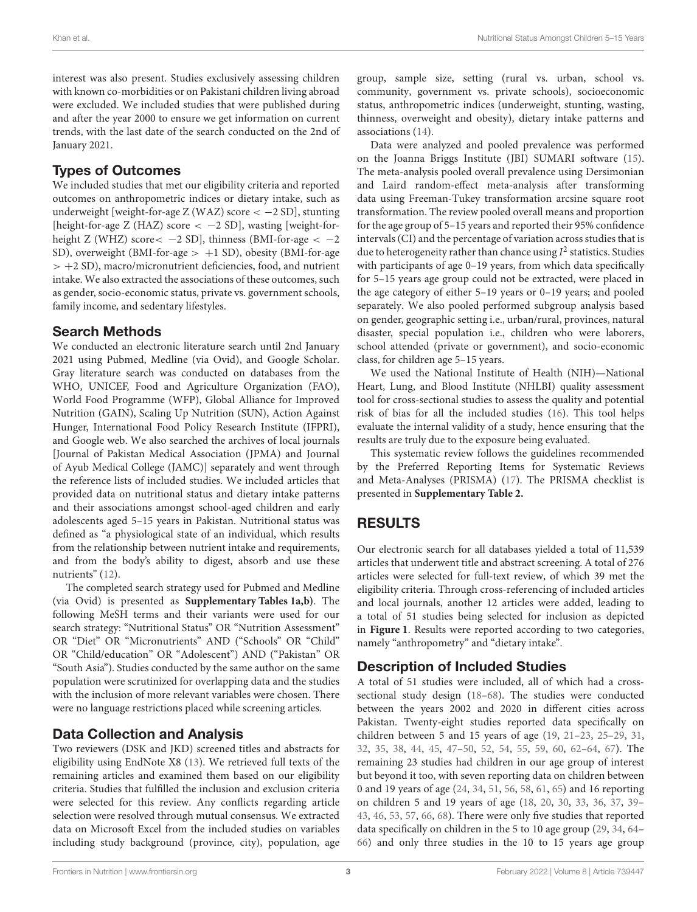interest was also present. Studies exclusively assessing children with known co-morbidities or on Pakistani children living abroad were excluded. We included studies that were published during and after the year 2000 to ensure we get information on current trends, with the last date of the search conducted on the 2nd of January 2021.

## Types of Outcomes

We included studies that met our eligibility criteria and reported outcomes on anthropometric indices or dietary intake, such as underweight [weight-for-age Z (WAZ) score $< -2$ SD], stunting [height-for-age Z (HAZ) score $< -2$ SD], wasting [weight-for-height Z (WHZ) score $< -2$ SD], thinness (BMI-for-age $< -2$ SD), overweight (BMI-for-age $> +1$ SD), obesity (BMI-for-age $> +2$ SD), macro/micronutrient deficiencies, food, and nutrient intake. We also extracted the associations of these outcomes, such as gender, socio-economic status, private vs. government schools, family income, and sedentary lifestyles.

## Search Methods

We conducted an electronic literature search until 2nd January 2021 using Pubmed, Medline (via Ovid), and Google Scholar. Gray literature search was conducted on databases from the WHO, UNICEF, Food and Agriculture Organization (FAO), World Food Programme (WFP), Global Alliance for Improved Nutrition (GAIN), Scaling Up Nutrition (SUN), Action Against Hunger, International Food Policy Research Institute (IFPRI), and Google web. We also searched the archives of local journals [Journal of Pakistan Medical Association (JPMA) and Journal of Ayub Medical College (JAMC)] separately and went through the reference lists of included studies. We included articles that provided data on nutritional status and dietary intake patterns and their associations amongst school-aged children and early adolescents aged 5–15 years in Pakistan. Nutritional status was defined as "a physiological state of an individual, which results from the relationship between nutrient intake and requirements, and from the body's ability to digest, absorb and use these nutrients" (12).

The completed search strategy used for Pubmed and Medline (via Ovid) is presented as **Supplementary Tables 1a,b**). The following MeSH terms and their variants were used for our search strategy: "Nutritional Status" OR "Nutrition Assessment" OR "Diet" OR "Micronutrients" AND ("Schools" OR "Child" OR "Child/education" OR "Adolescent") AND ("Pakistan" OR "South Asia"). Studies conducted by the same author on the same population were scrutinized for overlapping data and the studies with the inclusion of more relevant variables were chosen. There were no language restrictions placed while screening articles.

## Data Collection and Analysis

Two reviewers (DSK and JKD) screened titles and abstracts for eligibility using EndNote X8 (13). We retrieved full texts of the remaining articles and examined them based on our eligibility criteria. Studies that fulfilled the inclusion and exclusion criteria were selected for this review. Any conflicts regarding article selection were resolved through mutual consensus. We extracted data on Microsoft Excel from the included studies on variables including study background (province, city), population, age group, sample size, setting (rural vs. urban, school vs. community, government vs. private schools), socioeconomic status, anthropometric indices (underweight, stunting, wasting, thinness, overweight and obesity), dietary intake patterns and associations (14).

Data were analyzed and pooled prevalence was performed on the Joanna Briggs Institute (JBI) SUMARI software (15). The meta-analysis pooled overall prevalence using Dersimonian and Laird random-effect meta-analysis after transforming data using Freeman-Tukey transformation arcsine square root transformation. The review pooled overall means and proportion for the age group of 5–15 years and reported their 95% confidence intervals (CI) and the percentage of variation across studies that is due to heterogeneity rather than chance using $I^2$ statistics. Studies with participants of age 0–19 years, from which data specifically for 5–15 years age group could not be extracted, were placed in the age category of either 5–19 years or 0–19 years; and pooled separately. We also pooled performed subgroup analysis based on gender, geographic setting i.e., urban/rural, provinces, natural disaster, special population i.e., children who were laborers, school attended (private or government), and socio-economic class, for children age 5–15 years.

We used the National Institute of Health (NIH)—National Heart, Lung, and Blood Institute (NHLBI) quality assessment tool for cross-sectional studies to assess the quality and potential risk of bias for all the included studies (16). This tool helps evaluate the internal validity of a study, hence ensuring that the results are truly due to the exposure being evaluated.

This systematic review follows the guidelines recommended by the Preferred Reporting Items for Systematic Reviews and Meta-Analyses (PRISMA) (17). The PRISMA checklist is presented in **Supplementary Table 2.**

# RESULTS

Our electronic search for all databases yielded a total of 11,539 articles that underwent title and abstract screening. A total of 276 articles were selected for full-text review, of which 39 met the eligibility criteria. Through cross-referencing of included articles and local journals, another 12 articles were added, leading to a total of 51 studies being selected for inclusion as depicted in **Figure 1**. Results were reported according to two categories, namely "anthropometry" and "dietary intake".

## Description of Included Studies

A total of 51 studies were included, all of which had a cross-sectional study design (18–68). The studies were conducted between the years 2002 and 2020 in different cities across Pakistan. Twenty-eight studies reported data specifically on children between 5 and 15 years of age (19, 21–23, 25–29, 31, 32, 35, 38, 44, 45, 47–50, 52, 54, 55, 59, 60, 62–64, 67). The remaining 23 studies had children in our age group of interest but beyond it too, with seven reporting data on children between 0 and 19 years of age (24, 34, 51, 56, 58, 61, 65) and 16 reporting on children 5 and 19 years of age (18, 20, 30, 33, 36, 37, 39–43, 46, 53, 57, 66, 68). There were only five studies that reported data specifically on children in the 5 to 10 age group (29, 34, 64–66) and only three studies in the 10 to 15 years age group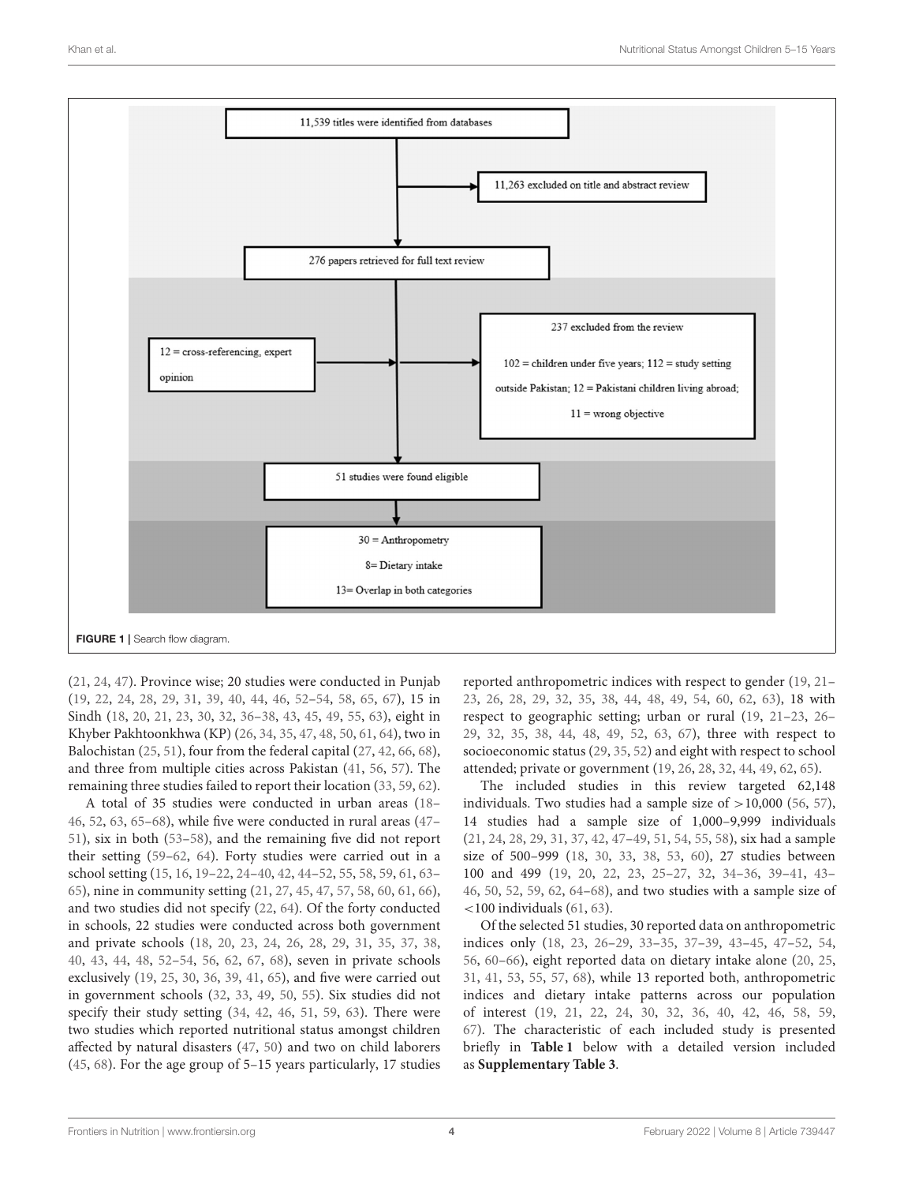11,539 titles were identified from databases

11,263 excluded on title and abstract review

276 papers retrieved for full text review

12 = cross-referencing, expert opinion

237 excluded from the review

102 = children under five years; 112 = study setting outside Pakistan; 12 = Pakistani children living abroad; 11 = wrong objective

51 studies were found eligible

30 = Anthropometry

8= Dietary intake

13= Overlap in both categories

**FIGURE 1** | Search flow diagram.

(21, 24, 47). Province wise; 20 studies were conducted in Punjab (19, 22, 24, 28, 29, 31, 39, 40, 44, 46, 52–54, 58, 65, 67), 15 in Sindh (18, 20, 21, 23, 30, 32, 36–38, 43, 45, 49, 55, 63), eight in Khyber Pakhtoonkhwa (KP) (26, 34, 35, 47, 48, 50, 61, 64), two in Balochistan (25, 51), four from the federal capital (27, 42, 66, 68), and three from multiple cities across Pakistan (41, 56, 57). The remaining three studies failed to report their location (33, 59, 62).

A total of 35 studies were conducted in urban areas (18–46, 52, 63, 65–68), while five were conducted in rural areas (47–51), six in both (53–58), and the remaining five did not report their setting (59–62, 64). Forty studies were carried out in a school setting (15, 16, 19–22, 24–40, 42, 44–52, 55, 58, 59, 61, 63–65), nine in community setting (21, 27, 45, 47, 57, 58, 60, 61, 66), and two studies did not specify (22, 64). Of the forty conducted in schools, 22 studies were conducted across both government and private schools (18, 20, 23, 24, 26, 28, 29, 31, 35, 37, 38, 40, 43, 44, 48, 52–54, 56, 62, 67, 68), seven in private schools exclusively (19, 25, 30, 36, 39, 41, 65), and five were carried out in government schools (32, 33, 49, 50, 55). Six studies did not specify their study setting (34, 42, 46, 51, 59, 63). There were two studies which reported nutritional status amongst children affected by natural disasters (47, 50) and two on child laborers (45, 68). For the age group of 5–15 years particularly, 17 studies reported anthropometric indices with respect to gender (19, 21–23, 26, 28, 29, 32, 35, 38, 44, 48, 49, 54, 60, 62, 63), 18 with respect to geographic setting; urban or rural (19, 21–23, 26–29, 32, 35, 38, 44, 48, 49, 52, 63, 67), three with respect to socioeconomic status (29, 35, 52) and eight with respect to school attended; private or government (19, 26, 28, 32, 44, 49, 62, 65).

The included studies in this review targeted 62,148 individuals. Two studies had a sample size of >10,000 (56, 57), 14 studies had a sample size of 1,000–9,999 individuals (21, 24, 28, 29, 31, 37, 42, 47–49, 51, 54, 55, 58), six had a sample size of 500–999 (18, 30, 33, 38, 53, 60), 27 studies between 100 and 499 (19, 20, 22, 23, 25–27, 32, 34–36, 39–41, 43–46, 50, 52, 59, 62, 64–68), and two studies with a sample size of <100 individuals (61, 63).

Of the selected 51 studies, 30 reported data on anthropometric indices only (18, 23, 26–29, 33–35, 37–39, 43–45, 47–52, 54, 56, 60–66), eight reported data on dietary intake alone (20, 25, 31, 41, 53, 55, 57, 68), while 13 reported both, anthropometric indices and dietary intake patterns across our population of interest (19, 21, 22, 24, 30, 32, 36, 40, 42, 46, 58, 59, 67). The characteristic of each included study is presented briefly in **Table 1** below with a detailed version included as **Supplementary Table 3**.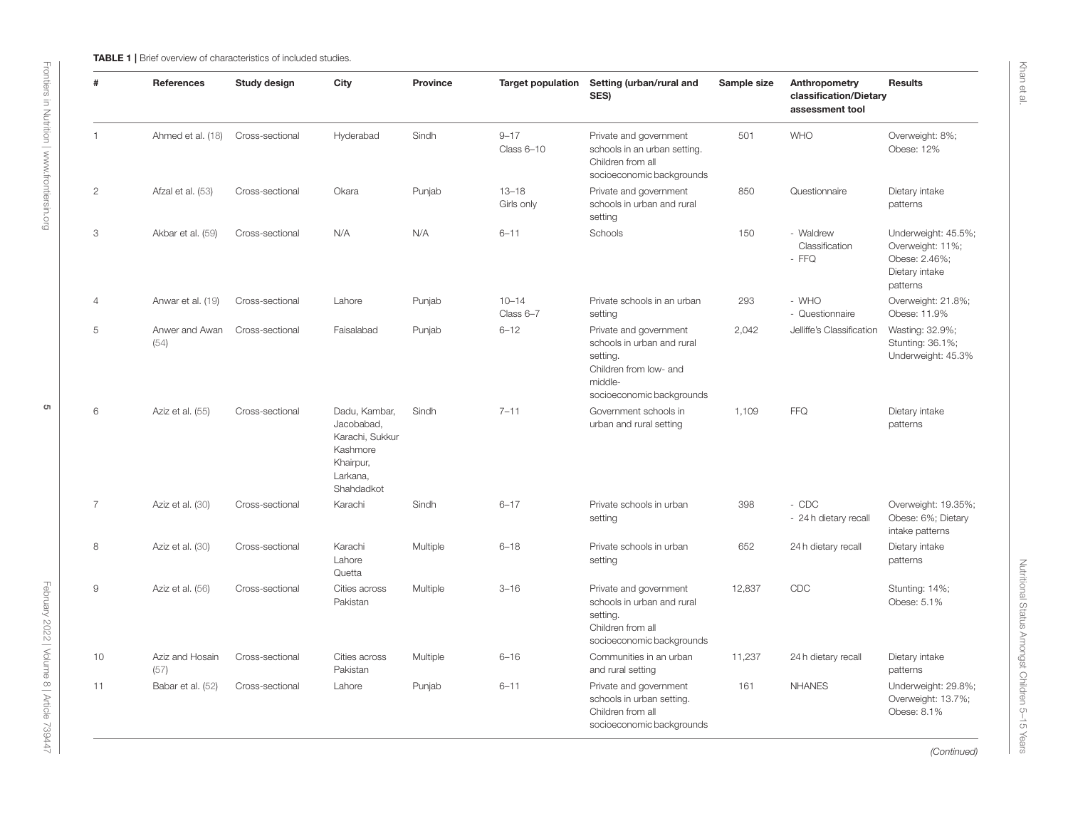**TABLE 1** | Brief overview of characteristics of included studies.

| # | References | Study design | City | Province | Target population | Setting (urban/rural and SES) | Sample size | Anthropometry classification/Dietary assessment tool | Results |
|---|---|---|---|---|---|---|---|---|---|
| 1 | Ahmed et al. (18) | Cross-sectional | Hyderabad | Sindh | 9–17 Class 6–10 | Private and government schools in an urban setting. Children from all socioeconomic backgrounds | 501 | WHO | Overweight: 8%; Obese: 12% |
| 2 | Afzal et al. (53) | Cross-sectional | Okara | Punjab | 13–18 Girls only | Private and government schools in urban and rural setting | 850 | Questionnaire | Dietary intake patterns |
| 3 | Akbar et al. (59) | Cross-sectional | N/A | N/A | 6–11 | Schools | 150 | - Waldrew Classification<br>- FFQ | Underweight: 45.5%; Overweight: 11%; Obese: 2.46%; Dietary intake patterns |
| 4 | Anwar et al. (19) | Cross-sectional | Lahore | Punjab | 10–14 Class 6–7 | Private schools in an urban setting | 293 | - WHO<br>- Questionnaire | Overweight: 21.8%; Obese: 11.9% |
| 5 | Anwer and Awan (54) | Cross-sectional | Faisalabad | Punjab | 6–12 | Private and government schools in urban and rural setting. Children from low- and middle-socioeconomic backgrounds | 2,042 | Jelliffe's Classification | Wasting: 32.9%; Stunting: 36.1%; Underweight: 45.3% |
| 6 | Aziz et al. (55) | Cross-sectional | Dadu, Kambar, Jacobabad, Karachi, Sukkur Kashmore Khairpur, Larkana, Shahdadkot | Sindh | 7–11 | Government schools in urban and rural setting | 1,109 | FFQ | Dietary intake patterns |
| 7 | Aziz et al. (30) | Cross-sectional | Karachi | Sindh | 6–17 | Private schools in urban setting | 398 | - CDC<br>- 24 h dietary recall | Overweight: 19.35%; Obese: 6%; Dietary intake patterns |
| 8 | Aziz et al. (30) | Cross-sectional | Karachi Lahore Quetta | Multiple | 6–18 | Private schools in urban setting | 652 | 24 h dietary recall | Dietary intake patterns |
| 9 | Aziz et al. (56) | Cross-sectional | Cities across Pakistan | Multiple | 3–16 | Private and government schools in urban and rural setting. Children from all socioeconomic backgrounds | 12,837 | CDC | Stunting: 14%; Obese: 5.1% |
| 10 | Aziz and Hosain (57) | Cross-sectional | Cities across Pakistan | Multiple | 6–16 | Communities in an urban and rural setting | 11,237 | 24 h dietary recall | Dietary intake patterns |
| 11 | Babar et al. (52) | Cross-sectional | Lahore | Punjab | 6–11 | Private and government schools in urban setting. Children from all socioeconomic backgrounds | 161 | NHANES | Underweight: 29.8%; Overweight: 13.7%; Obese: 8.1% |

*(Continued)*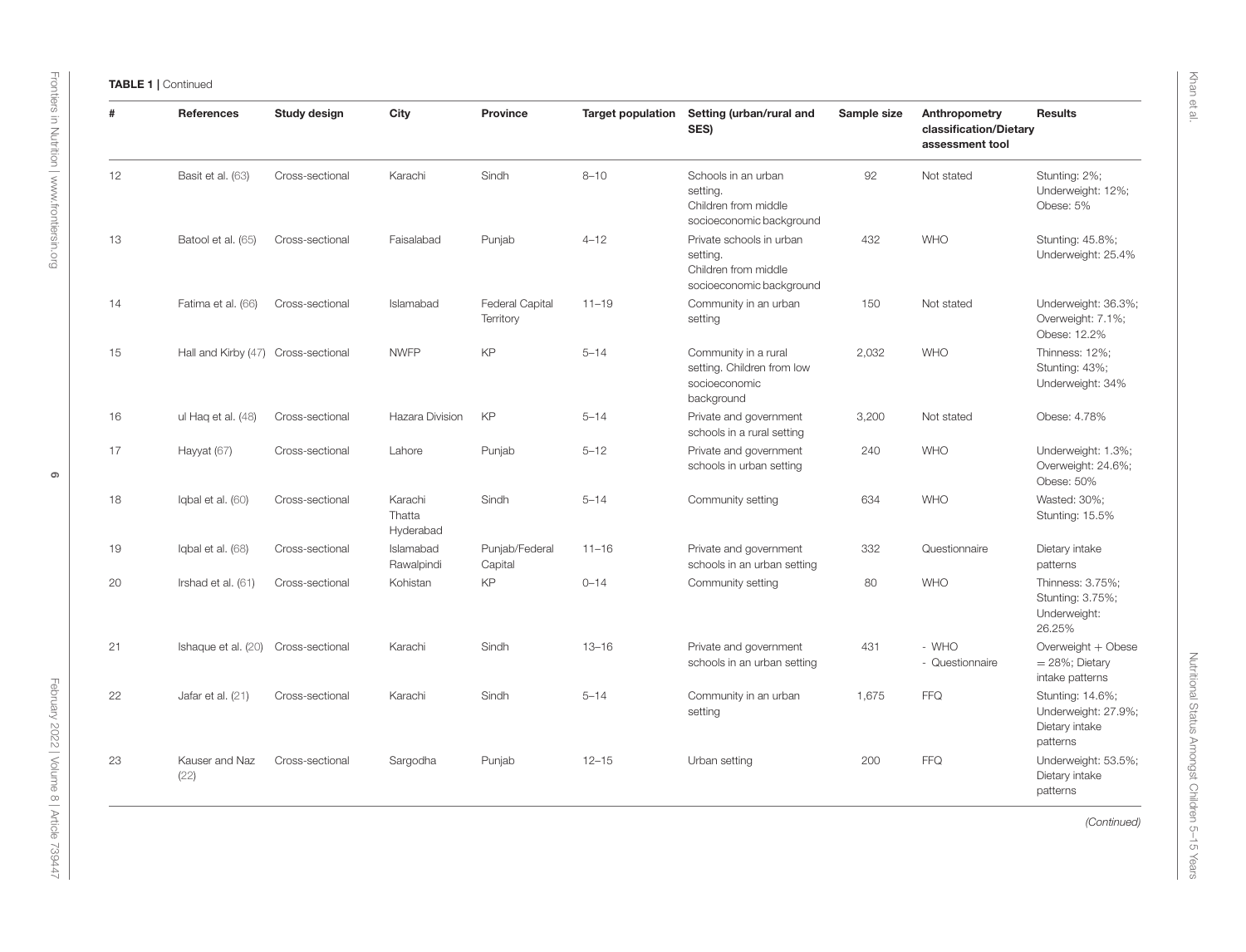**TABLE 1** | Continued

| # | References | Study design | City | Province | Target population | Setting (urban/rural and SES) | Sample size | Anthropometry classification/Dietary assessment tool | Results |
|---|---|---|---|---|---|---|---|---|---|
| 12 | Basit et al. (63) | Cross-sectional | Karachi | Sindh | 8–10 | Schools in an urban setting. Children from middle socioeconomic background | 92 | Not stated | Stunting: 2%; Underweight: 12%; Obese: 5% |
| 13 | Batool et al. (65) | Cross-sectional | Faisalabad | Punjab | 4–12 | Private schools in urban setting. Children from middle socioeconomic background | 432 | WHO | Stunting: 45.8%; Underweight: 25.4% |
| 14 | Fatima et al. (66) | Cross-sectional | Islamabad | Federal Capital Territory | 11–19 | Community in an urban setting | 150 | Not stated | Underweight: 36.3%; Overweight: 7.1%; Obese: 12.2% |
| 15 | Hall and Kirby (47) | Cross-sectional | NWFP | KP | 5–14 | Community in a rural setting. Children from low socioeconomic background | 2,032 | WHO | Thinness: 12%; Stunting: 43%; Underweight: 34% |
| 16 | ul Haq et al. (48) | Cross-sectional | Hazara Division | KP | 5–14 | Private and government schools in a rural setting | 3,200 | Not stated | Obese: 4.78% |
| 17 | Hayyat (67) | Cross-sectional | Lahore | Punjab | 5–12 | Private and government schools in urban setting | 240 | WHO | Underweight: 1.3%; Overweight: 24.6%; Obese: 50% |
| 18 | Iqbal et al. (60) | Cross-sectional | Karachi Thatta Hyderabad | Sindh | 5–14 | Community setting | 634 | WHO | Wasted: 30%; Stunting: 15.5% |
| 19 | Iqbal et al. (68) | Cross-sectional | Islamabad Rawalpindi | Punjab/Federal Capital | 11–16 | Private and government schools in an urban setting | 332 | Questionnaire | Dietary intake patterns |
| 20 | Irshad et al. (61) | Cross-sectional | Kohistan | KP | 0–14 | Community setting | 80 | WHO | Thinness: 3.75%; Stunting: 3.75%; Underweight: 26.25% |
| 21 | Ishaque et al. (20) | Cross-sectional | Karachi | Sindh | 13–16 | Private and government schools in an urban setting | 431 | - WHO<br>- Questionnaire | Overweight + Obese = 28%; Dietary intake patterns |
| 22 | Jafar et al. (21) | Cross-sectional | Karachi | Sindh | 5–14 | Community in an urban setting | 1,675 | FFQ | Stunting: 14.6%; Underweight: 27.9%; Dietary intake patterns |
| 23 | Kauser and Naz (22) | Cross-sectional | Sargodha | Punjab | 12–15 | Urban setting | 200 | FFQ | Underweight: 53.5%; Dietary intake patterns |

*(Continued)*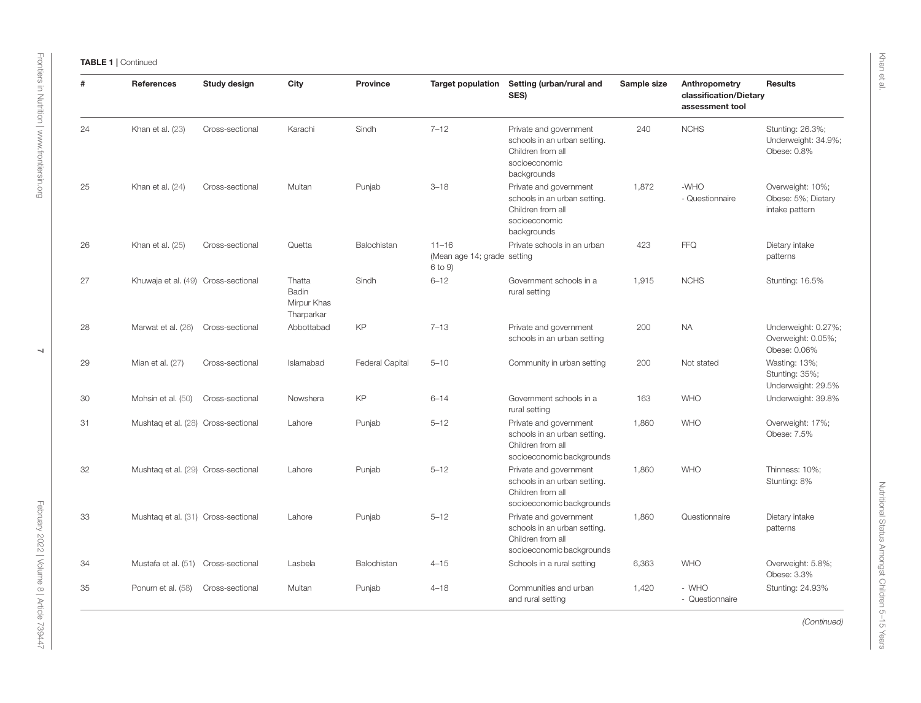**TABLE 1** | Continued

| # | References | Study design | City | Province | Target population | Setting (urban/rural and SES) | Sample size | Anthropometry classification/Dietary assessment tool | Results |
|---|---|---|---|---|---|---|---|---|---|
| 24 | Khan et al. (23) | Cross-sectional | Karachi | Sindh | 7–12 | Private and government schools in an urban setting. Children from all socioeconomic backgrounds | 240 | NCHS | Stunting: 26.3%; Underweight: 34.9%; Obese: 0.8% |
| 25 | Khan et al. (24) | Cross-sectional | Multan | Punjab | 3–18 | Private and government schools in an urban setting. Children from all socioeconomic backgrounds | 1,872 | -WHO<br>- Questionnaire | Overweight: 10%; Obese: 5%; Dietary intake pattern |
| 26 | Khan et al. (25) | Cross-sectional | Quetta | Balochistan | 11–16 (Mean age 14; grade 6 to 9) | Private schools in an urban setting | 423 | FFQ | Dietary intake patterns |
| 27 | Khuwaja et al. (49) | Cross-sectional | Thatta<br>Badin<br>Mirpur Khas<br>Tharparkar | Sindh | 6–12 | Government schools in a rural setting | 1,915 | NCHS | Stunting: 16.5% |
| 28 | Marwat et al. (26) | Cross-sectional | Abbottabad | KP | 7–13 | Private and government schools in an urban setting | 200 | NA | Underweight: 0.27%; Overweight: 0.05%; Obese: 0.06% |
| 29 | Mian et al. (27) | Cross-sectional | Islamabad | Federal Capital | 5–10 | Community in urban setting | 200 | Not stated | Wasting: 13%; Stunting: 35%; Underweight: 29.5% |
| 30 | Mohsin et al. (50) | Cross-sectional | Nowshera | KP | 6–14 | Government schools in a rural setting | 163 | WHO | Underweight: 39.8% |
| 31 | Mushtaq et al. (28) | Cross-sectional | Lahore | Punjab | 5–12 | Private and government schools in an urban setting. Children from all socioeconomic backgrounds | 1,860 | WHO | Overweight: 17%; Obese: 7.5% |
| 32 | Mushtaq et al. (29) | Cross-sectional | Lahore | Punjab | 5–12 | Private and government schools in an urban setting. Children from all socioeconomic backgrounds | 1,860 | WHO | Thinness: 10%; Stunting: 8% |
| 33 | Mushtaq et al. (31) | Cross-sectional | Lahore | Punjab | 5–12 | Private and government schools in an urban setting. Children from all socioeconomic backgrounds | 1,860 | Questionnaire | Dietary intake patterns |
| 34 | Mustafa et al. (51) | Cross-sectional | Lasbela | Balochistan | 4–15 | Schools in a rural setting | 6,363 | WHO | Overweight: 5.8%; Obese: 3.3% |
| 35 | Ponum et al. (58) | Cross-sectional | Multan | Punjab | 4–18 | Communities and urban and rural setting | 1,420 | - WHO<br>- Questionnaire | Stunting: 24.93% |

*(Continued)*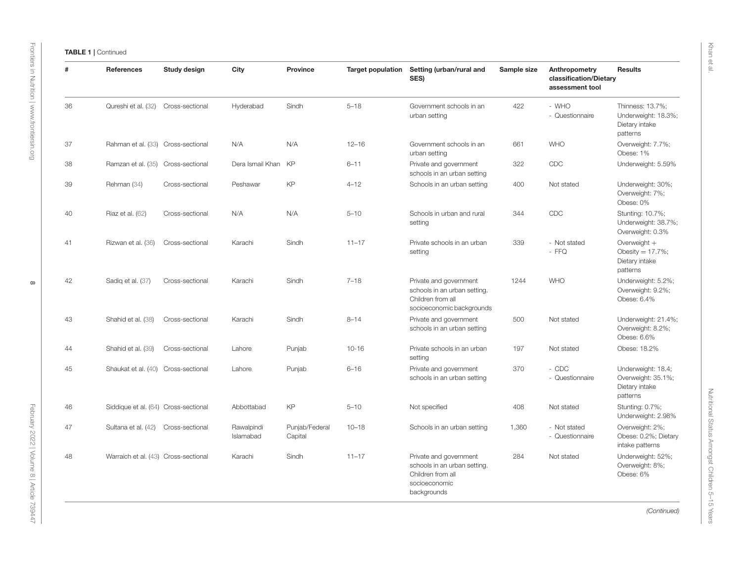**TABLE 1** | Continued

| # | References | Study design | City | Province | Target population | Setting (urban/rural and SES) | Sample size | Anthropometry classification/Dietary assessment tool | Results |
|---|---|---|---|---|---|---|---|---|---|
| 36 | Qureshi et al. (32) | Cross-sectional | Hyderabad | Sindh | 5–18 | Government schools in an urban setting | 422 | - WHO<br>- Questionnaire | Thinness: 13.7%; Underweight: 18.3%; Dietary intake patterns |
| 37 | Rahman et al. (33) | Cross-sectional | N/A | N/A | 12–16 | Government schools in an urban setting | 661 | WHO | Overweight: 7.7%; Obese: 1% |
| 38 | Ramzan et al. (35) | Cross-sectional | Dera Ismail Khan | KP | 6–11 | Private and government schools in an urban setting | 322 | CDC | Underweight: 5.59% |
| 39 | Rehman (34) | Cross-sectional | Peshawar | KP | 4–12 | Schools in an urban setting | 400 | Not stated | Underweight: 30%; Overweight: 7%; Obese: 0% |
| 40 | Riaz et al. (62) | Cross-sectional | N/A | N/A | 5–10 | Schools in urban and rural setting | 344 | CDC | Stunting: 10.7%; Underweight: 38.7%; Overweight: 0.3% |
| 41 | Rizwan et al. (36) | Cross-sectional | Karachi | Sindh | 11–17 | Private schools in an urban setting | 339 | - Not stated<br>- FFQ | Overweight + Obesity = 17.7%; Dietary intake patterns |
| 42 | Sadiq et al. (37) | Cross-sectional | Karachi | Sindh | 7–18 | Private and government schools in an urban setting. Children from all socioeconomic backgrounds | 1244 | WHO | Underweight: 5.2%; Overweight: 9.2%; Obese: 6.4% |
| 43 | Shahid et al. (38) | Cross-sectional | Karachi | Sindh | 8–14 | Private and government schools in an urban setting | 500 | Not stated | Underweight: 21.4%; Overweight: 8.2%; Obese: 6.6% |
| 44 | Shahid et al. (39) | Cross-sectional | Lahore | Punjab | 10-16 | Private schools in an urban setting | 197 | Not stated | Obese: 18.2% |
| 45 | Shaukat et al. (40) | Cross-sectional | Lahore | Punjab | 6–16 | Private and government schools in an urban setting | 370 | - CDC<br>- Questionnaire | Underweight: 18.4; Overweight: 35.1%; Dietary intake patterns |
| 46 | Siddique et al. (64) | Cross-sectional | Abbottabad | KP | 5–10 | Not specified | 408 | Not stated | Stunting: 0.7%; Underweight: 2.98% |
| 47 | Sultana et al. (42) | Cross-sectional | Rawalpindi Islamabad | Punjab/Federal Capital | 10–18 | Schools in an urban setting | 1,360 | - Not stated<br>- Questionnaire | Overweight: 2%; Obese: 0.2%; Dietary intake patterns |
| 48 | Warraich et al. (43) | Cross-sectional | Karachi | Sindh | 11–17 | Private and government schools in an urban setting. Children from all socioeconomic backgrounds | 284 | Not stated | Underweight: 52%; Overweight: 8%; Obese: 6% |

*(Continued)*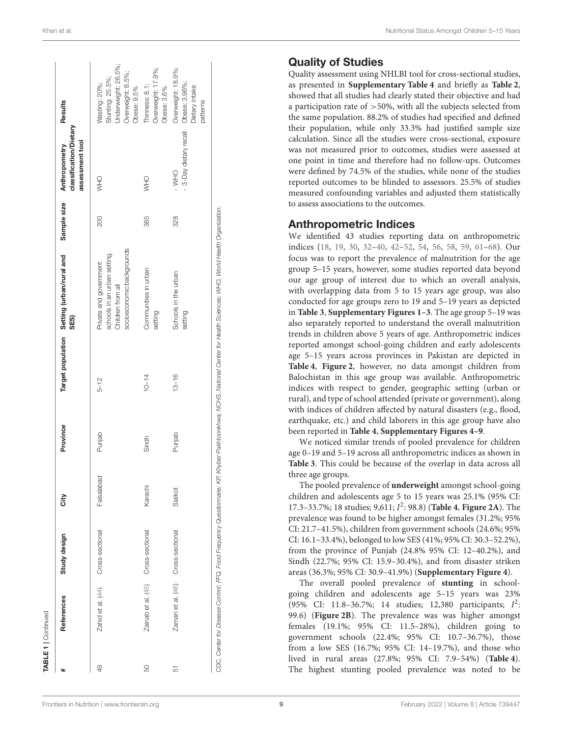**TABLE 1** | Continued

| # | References | Study design | City | Province | Target population | Setting (urban/rural and SES) | Sample size | Anthropometry classification/Dietary assessment tool | Results |
|---|---|---|---|---|---|---|---|---|---|
| 49 | Zahid et al. (44) | Cross-sectional | Faisalabad | Punjab | 5–12 | Private and government schools in an urban setting. Children from all socioeconomic backgrounds | 200 | WHO | Wasting: 20%; Stunting: 25.5%; Underweight: 26.5%; Overweight: 8.5%; Obese: 9.5% |
| 50 | Zainab et al. (45) | Cross-sectional | Karachi | Sindh | 10–14 | Communities in urban setting | 385 | WHO | Thinness: 8.1; Overweight: 17.9%; Obese: 3.6% |
| 51 | Zaman et al. (46) | Cross-sectional | Sialkot | Punjab | 13–16 | Schools in the urban setting | 328 | - WHO<br>- 3-Day dietary recall | Overweight: 18.9%; Obese: 3.96%; Dietary intake patterns |

CDC, Center for Disease Control; FFQ, Food Frequency Questionnaire; KP, Khyber Pakhtoonkhwa; NCHS, National Center for Health Sciences; WHO, World Health Organization.

## Quality of Studies

Quality assessment using NHLBI tool for cross-sectional studies, as presented in **Supplementary Table 4** and briefly as **Table 2**, showed that all studies had clearly stated their objective and had a participation rate of >50%, with all the subjects selected from the same population. 88.2% of studies had specified and defined their population, while only 33.3% had justified sample size calculation. Since all the studies were cross-sectional, exposure was not measured prior to outcomes, studies were assessed at one point in time and therefore had no follow-ups. Outcomes were defined by 74.5% of the studies, while none of the studies reported outcomes to be blinded to assessors. 25.5% of studies measured confounding variables and adjusted them statistically to assess associations to the outcomes.

## Anthropometric Indices

We identified 43 studies reporting data on anthropometric indices (18, 19, 30, 32–40, 42–52, 54, 56, 58, 59, 61–68). Our focus was to report the prevalence of malnutrition for the age group 5–15 years, however, some studies reported data beyond our age group of interest due to which an overall analysis, with overlapping data from 5 to 15 years age group, was also conducted for age groups zero to 19 and 5–19 years as depicted in **Table 3**, **Supplementary Figures 1–3**. The age group 5–19 was also separately reported to understand the overall malnutrition trends in children above 5 years of age. Anthropometric indices reported amongst school-going children and early adolescents age 5–15 years across provinces in Pakistan are depicted in **Table 4**, **Figure 2**, however, no data amongst children from Balochistan in this age group was available. Anthropometric indices with respect to gender, geographic setting (urban or rural), and type of school attended (private or government), along with indices of children affected by natural disasters (e.g., flood, earthquake, etc.) and child laborers in this age group have also been reported in **Table 4**, **Supplementary Figures 4–9**.

We noticed similar trends of pooled prevalence for children age 0–19 and 5–19 across all anthropometric indices as shown in **Table 3**. This could be because of the overlap in data across all three age groups.

The pooled prevalence of **underweight** amongst school-going children and adolescents age 5 to 15 years was 25.1% (95% CI: 17.3–33.7%; 18 studies; 9,611; $I^2$: 98.8) (**Table 4**, **Figure 2A**). The prevalence was found to be higher amongst females (31.2%; 95% CI: 21.7–41.5%), children from government schools (24.6%; 95% CI: 16.1–33.4%), belonged to low SES (41%; 95% CI: 30.3–52.2%), from the province of Punjab (24.8% 95% CI: 12–40.2%), and Sindh (22.7%; 95% CI: 15.9–30.4%), and from disaster striken areas (36.3%; 95% CI: 30.9–41.9%) (**Supplementary Figure 4**).

The overall pooled prevalence of **stunting** in school-going children and adolescents age 5–15 years was 23% (95% CI: 11.8–36.7%; 14 studies; 12,380 participants; $I^2$: 99.6) (**Figure 2B**). The prevalence was was higher amongst females (19.1%; 95% CI: 11.5–28%), children going to government schools (22.4%; 95% CI: 10.7–36.7%), those from a low SES (16.7%; 95% CI: 14–19.7%), and those who lived in rural areas (27.8%; 95% CI: 7.9–54%) (**Table 4**). The highest stunting pooled prevalence was noted to be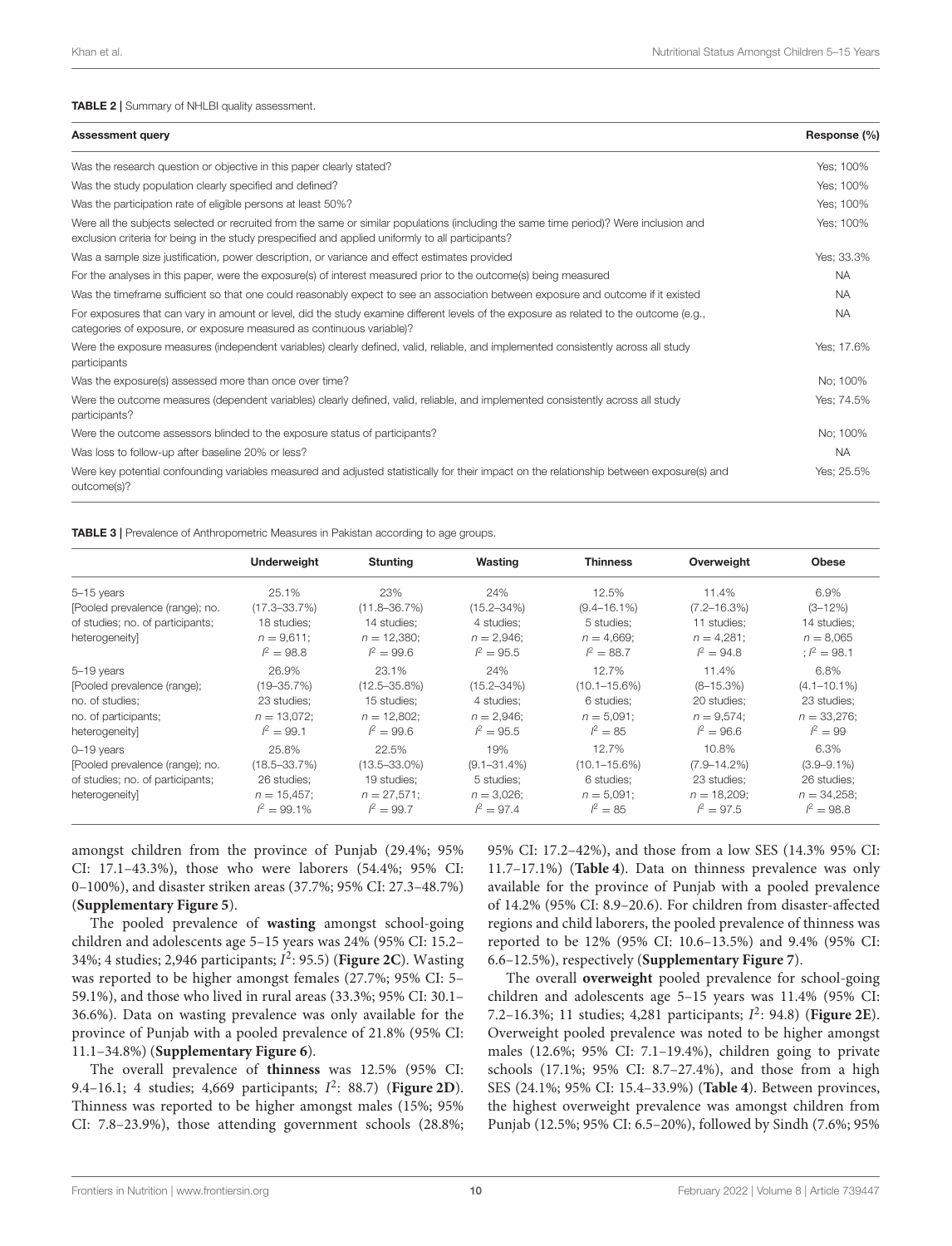**TABLE 2 |** Summary of NHLBI quality assessment.

| Assessment query | Response (%) |
|---|---|
| Was the research question or objective in this paper clearly stated? | Yes; 100% |
| Was the study population clearly specified and defined? | Yes; 100% |
| Was the participation rate of eligible persons at least 50%? | Yes; 100% |
| Were all the subjects selected or recruited from the same or similar populations (including the same time period)? Were inclusion and exclusion criteria for being in the study prespecified and applied uniformly to all participants? | Yes; 100% |
| Was a sample size justification, power description, or variance and effect estimates provided | Yes; 33.3% |
| For the analyses in this paper, were the exposure(s) of interest measured prior to the outcome(s) being measured | NA |
| Was the timeframe sufficient so that one could reasonably expect to see an association between exposure and outcome if it existed | NA |
| For exposures that can vary in amount or level, did the study examine different levels of the exposure as related to the outcome (e.g., categories of exposure, or exposure measured as continuous variable)? | NA |
| Were the exposure measures (independent variables) clearly defined, valid, reliable, and implemented consistently across all study participants | Yes; 17.6% |
| Was the exposure(s) assessed more than once over time? | No; 100% |
| Were the outcome measures (dependent variables) clearly defined, valid, reliable, and implemented consistently across all study participants? | Yes; 74.5% |
| Were the outcome assessors blinded to the exposure status of participants? | No; 100% |
| Was loss to follow-up after baseline 20% or less? | NA |
| Were key potential confounding variables measured and adjusted statistically for their impact on the relationship between exposure(s) and outcome(s)? | Yes; 25.5% |

**TABLE 3 |** Prevalence of Anthropometric Measures in Pakistan according to age groups.

| | Underweight | Stunting | Wasting | Thinness | Overweight | Obese |
|---|---|---|---|---|---|---|
| 5–15 years [Pooled prevalence (range); no. of studies; no. of participants; heterogeneity] | 25.1% (17.3–33.7%) 18 studies; $n = 9{,}611$; $I^2 = 98.8$ | 23% (11.8–36.7%) 14 studies; $n = 12{,}380$; $I^2 = 99.6$ | 24% (15.2–34%) 4 studies; $n = 2{,}946$; $I^2 = 95.5$ | 12.5% (9.4–16.1%) 5 studies; $n = 4{,}669$; $I^2 = 88.7$ | 11.4% (7.2–16.3%) 11 studies; $n = 4{,}281$; $I^2 = 94.8$ | 6.9% (3–12%) 14 studies; $n = 8{,}065$ ; $I^2 = 98.1$ |
| 5–19 years [Pooled prevalence (range); no. of studies; no. of participants; heterogeneity] | 26.9% (19–35.7%) 23 studies; $n = 13{,}072$; $I^2 = 99.1$ | 23.1% (12.5–35.8%) 15 studies; $n = 12{,}802$; $I^2 = 99.6$ | 24% (15.2–34%) 4 studies; $n = 2{,}946$; $I^2 = 95.5$ | 12.7% (10.1–15.6%) 6 studies; $n = 5{,}091$; $I^2 = 85$ | 11.4% (8–15.3%) 20 studies; $n = 9{,}574$; $I^2 = 96.6$ | 6.8% (4.1–10.1%) 23 studies; $n = 33{,}276$; $I^2 = 99$ |
| 0–19 years [Pooled prevalence (range); no. of studies; no. of participants; heterogeneity] | 25.8% (18.5–33.7%) 26 studies; $n = 15{,}457$; $I^2 = 99.1\%$ | 22.5% (13.5–33.0%) 19 studies; $n = 27{,}571$; $I^2 = 99.7$ | 19% (9.1–31.4%) 5 studies; $n = 3{,}026$; $I^2 = 97.4$ | 12.7% (10.1–15.6%) 6 studies; $n = 5{,}091$; $I^2 = 85$ | 10.8% (7.9–14.2%) 23 studies; $n = 18{,}209$; $I^2 = 97.5$ | 6.3% (3.9–9.1%) 26 studies; $n = 34{,}258$; $I^2 = 98.8$ |

amongst children from the province of Punjab (29.4%; 95% CI: 17.1–43.3%), those who were laborers (54.4%; 95% CI: 0–100%), and disaster striken areas (37.7%; 95% CI: 27.3–48.7%) (**Supplementary Figure 5**).

The pooled prevalence of **wasting** amongst school-going children and adolescents age 5–15 years was 24% (95% CI: 15.2–34%; 4 studies; 2,946 participants; $I^2$: 95.5) (**Figure 2C**). Wasting was reported to be higher amongst females (27.7%; 95% CI: 5–59.1%), and those who lived in rural areas (33.3%; 95% CI: 30.1–36.6%). Data on wasting prevalence was only available for the province of Punjab with a pooled prevalence of 21.8% (95% CI: 11.1–34.8%) (**Supplementary Figure 6**).

The overall prevalence of **thinness** was 12.5% (95% CI: 9.4–16.1; 4 studies; 4,669 participants; $I^2$: 88.7) (**Figure 2D**). Thinness was reported to be higher amongst males (15%; 95% CI: 7.8–23.9%), those attending government schools (28.8%; 95% CI: 17.2–42%), and those from a low SES (14.3% 95% CI: 11.7–17.1%) (**Table 4**). Data on thinness prevalence was only available for the province of Punjab with a pooled prevalence of 14.2% (95% CI: 8.9–20.6). For children from disaster-affected regions and child laborers, the pooled prevalence of thinness was reported to be 12% (95% CI: 10.6–13.5%) and 9.4% (95% CI: 6.6–12.5%), respectively (**Supplementary Figure 7**).

The overall **overweight** pooled prevalence for school-going children and adolescents age 5–15 years was 11.4% (95% CI: 7.2–16.3%; 11 studies; 4,281 participants; $I^2$: 94.8) (**Figure 2E**). Overweight pooled prevalence was noted to be higher amongst males (12.6%; 95% CI: 7.1–19.4%), children going to private schools (17.1%; 95% CI: 8.7–27.4%), and those from a high SES (24.1%; 95% CI: 15.4–33.9%) (**Table 4**). Between provinces, the highest overweight prevalence was amongst children from Punjab (12.5%; 95% CI: 6.5–20%), followed by Sindh (7.6%; 95%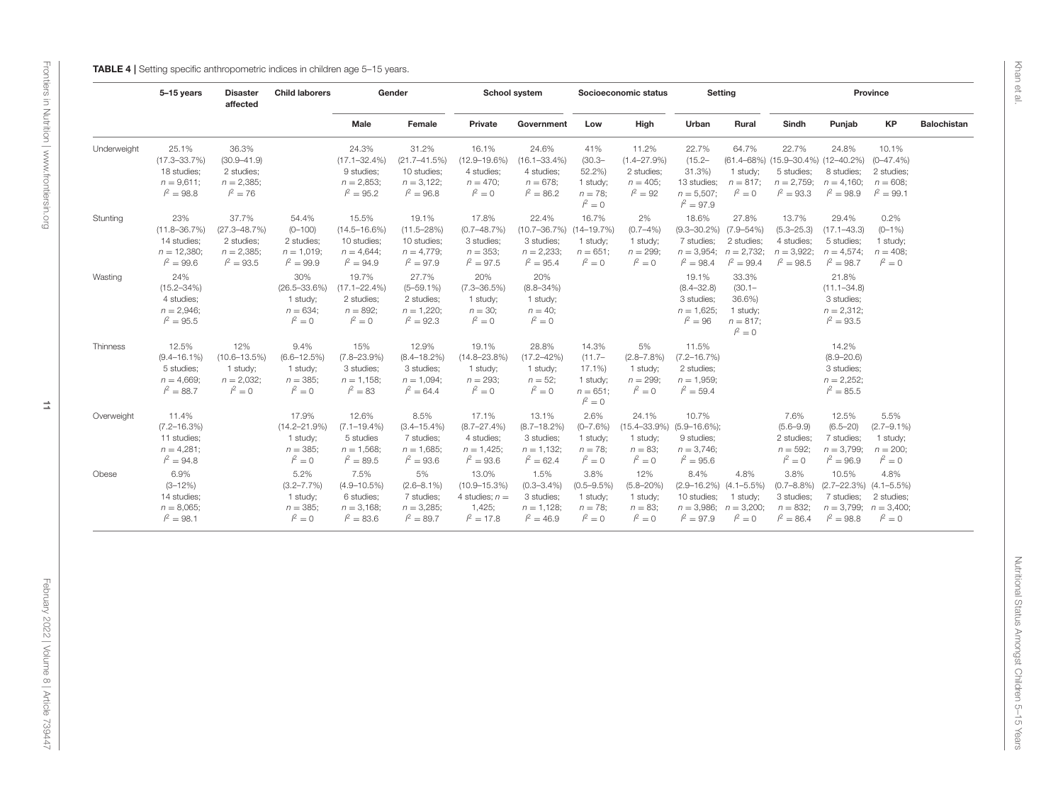**TABLE 4** | Setting specific anthropometric indices in children age 5–15 years.

| | 5–15 years | Disaster affected | Child laborers | Gender | | School system | | Socioeconomic status | | Setting | | Province | | | |
|---|---|---|---|---|---|---|---|---|---|---|---|---|---|---|---|
| | | | | Male | Female | Private | Government | Low | High | Urban | Rural | Sindh | Punjab | KP | Balochistan |
| Underweight | 25.1% (17.3–33.7%) 18 studies; $n = 9,611$; $I^2 = 98.8$ | 36.3% (30.9–41.9) 2 studies; $n = 2,385$; $I^2 = 76$ | | 24.3% (17.1–32.4%) 9 studies; $n = 2,853$; $I^2 = 95.2$ | 31.2% (21.7–41.5%) 10 studies; $n = 3,122$; $I^2 = 96.8$ | 16.1% (12.9–19.6%) 4 studies; $n = 470$; $I^2 = 0$ | 24.6% (16.1–33.4%) 4 studies; $n = 678$; $I^2 = 86.2$ | 41% (30.3–52.2%) 1 study; $n = 78$; $I^2 = 0$ | 11.2% (1.4–27.9%) 2 studies; $n = 405$; $I^2 = 92$ | 22.7% (15.2–31.3%) 13 studies; $n = 5,507$; $I^2 = 97.9$ | 64.7% (61.4–68%) 1 study; $n = 817$; $I^2 = 0$ | 22.7% (15.9–30.4%) 5 studies; $n = 2,759$; $I^2 = 93.3$ | 24.8% (12–40.2%) 8 studies; $n = 4,160$; $I^2 = 98.9$ | 10.1% (0–47.4%) 2 studies; $n = 608$; $I^2 = 99.1$ | |
| Stunting | 23% (11.8–36.7%) 14 studies; $n = 12,380$; $I^2 = 99.6$ | 37.7% (27.3–48.7%) 2 studies; $n = 2,385$; $I^2 = 93.5$ | 54.4% (0–100) 2 studies; $n = 1,019$; $I^2 = 99.9$ | 15.5% (14.5–16.6%) 10 studies; $n = 4,644$; $I^2 = 94.9$ | 19.1% (11.5–28%) 10 studies; $n = 4,779$; $I^2 = 97.9$ | 17.8% (0.7–48.7%) 3 studies; $n = 353$; $I^2 = 97.5$ | 22.4% (10.7–36.7%) 3 studies; $n = 2,233$; $I^2 = 95.4$ | 16.7% (14–19.7%) 1 study; $n = 651$; $I^2 = 0$ | 2% (0.7–4%) 1 study; $n = 299$; $I^2 = 0$ | 18.6% (9.3–30.2%) 7 studies; $n = 3,954$; $I^2 = 98.4$ | 27.8% (7.9–54%) 2 studies; $n = 2,732$; $I^2 = 99.4$ | 13.7% (5.3–25.3) 4 studies; $n = 3,922$; $I^2 = 98.5$ | 29.4% (17.1–43.3) 5 studies; $n = 4,574$; $I^2 = 98.7$ | 0.2% (0–1%) 1 study; $n = 408$; $I^2 = 0$ | |
| Wasting | 24% (15.2–34%) 4 studies; $n = 2,946$; $I^2 = 95.5$ | | 30% (26.5–33.6%) 1 study; $n = 634$; $I^2 = 0$ | 19.7% (17.1–22.4%) 2 studies; $n = 892$; $I^2 = 0$ | 27.7% (5–59.1%) 2 studies; $n = 1,220$; $I^2 = 92.3$ | 20% (7.3–36.5%) 1 study; $n = 30$; $I^2 = 0$ | 20% (8.8–34%) 1 study; $n = 40$; $I^2 = 0$ | | | 19.1% (8.4–32.8) 3 studies; $n = 1,625$; $I^2 = 96$ | 33.3% (30.1–36.6%) 1 study; $n = 817$; $I^2 = 0$ | | 21.8% (11.1–34.8) 3 studies; $n = 2,312$; $I^2 = 93.5$ | | |
| Thinness | 12.5% (9.4–16.1%) 5 studies; $n = 4,669$; $I^2 = 88.7$ | 12% (10.6–13.5%) 1 study; $n = 2,032$; $I^2 = 0$ | 9.4% (6.6–12.5%) 1 study; $n = 385$; $I^2 = 0$ | 15% (7.8–23.9%) 3 studies; $n = 1,158$; $I^2 = 83$ | 12.9% (8.4–18.2%) 3 studies; $n = 1,094$; $I^2 = 64.4$ | 19.1% (14.8–23.8%) 1 study; $n = 293$; $I^2 = 0$ | 28.8% (17.2–42%) 1 study; $n = 52$; $I^2 = 0$ | 14.3% (11.7–17.1%) 1 study; $n = 651$; $I^2 = 0$ | 5% (2.8–7.8%) 1 study; $n = 299$; $I^2 = 0$ | 11.5% (7.2–16.7%) 2 studies; $n = 1,959$; $I^2 = 59.4$ | | | 14.2% (8.9–20.6) 3 studies; $n = 2,252$; $I^2 = 85.5$ | | |
| Overweight | 11.4% (7.2–16.3%) 11 studies; $n = 4,281$; $I^2 = 94.8$ | | 17.9% (14.2–21.9%) 1 study; $n = 385$; $I^2 = 0$ | 12.6% (7.1–19.4%) 5 studies $n = 1,568$; $I^2 = 89.5$ | 8.5% (3.4–15.4%) 7 studies; $n = 1,685$; $I^2 = 93.6$ | 17.1% (8.7–27.4%) 4 studies; $n = 1,425$; $I^2 = 93.6$ | 13.1% (8.7–18.2%) 3 studies; $n = 1,132$; $I^2 = 62.4$ | 2.6% (0–7.6%) 1 study; $n = 78$; $I^2 = 0$ | 24.1% (15.4–33.9%) 1 study; $n = 83$; $I^2 = 0$ | 10.7% (5.9–16.6%); 9 studies; $n = 3,746$; $I^2 = 95.6$ | | 7.6% (5.6–9.9) 2 studies; $n = 592$; $I^2 = 0$ | 12.5% (6.5–20) 7 studies; $n = 3,799$; $I^2 = 96.9$ | 5.5% (2.7–9.1%) 1 study; $n = 200$; $I^2 = 0$ | |
| Obese | 6.9% (3–12%) 14 studies; $n = 8,065$; $I^2 = 98.1$ | | 5.2% (3.2–7.7%) 1 study; $n = 385$; $I^2 = 0$ | 7.5% (4.9–10.5%) 6 studies; $n = 3,168$; $I^2 = 83.6$ | 5% (2.6–8.1%) 7 studies; $n = 3,285$; $I^2 = 89.7$ | 13.0% (10.9–15.3%) 4 studies; $n =$ 1,425; $I^2 = 17.8$ | 1.5% (0.3–3.4%) 3 studies; $n = 1,128$; $I^2 = 46.9$ | 3.8% (0.5–9.5%) 1 study; $n = 78$; $I^2 = 0$ | 12% (5.8–20%) 1 study; $n = 83$; $I^2 = 0$ | 8.4% (2.9–16.2%) 10 studies; $n = 3,986$; $I^2 = 97.9$ | 4.8% (4.1–5.5%) 1 study; $n = 3,200$; $I^2 = 0$ | 3.8% (0.7–8.8%) 3 studies; $n = 832$; $I^2 = 86.4$ | 10.5% (2.7–22.3%) 7 studies; $n = 3,799$; $I^2 = 98.8$ | 4.8% (4.1–5.5%) 2 studies; $n = 3,400$; $I^2 = 0$ | |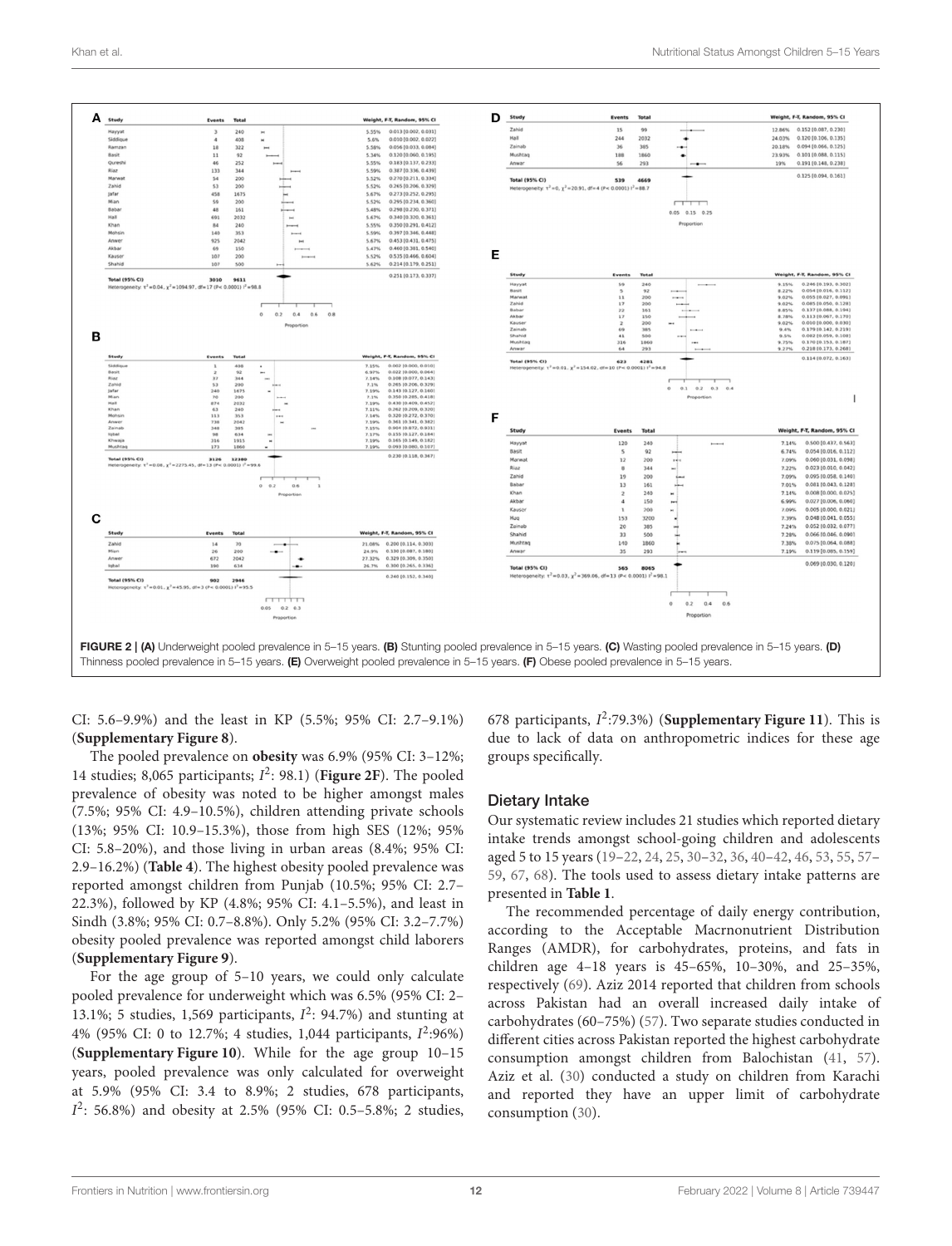A

Study | Events | Total | Weight, F-T, Random, 95% CI

Hayyat 3 240 5.55% 0.013 [0.002, 0.031]
Siddique 4 408 5.6% 0.010 [0.002, 0.022]
Ramzan 18 322 5.58% 0.056 [0.033, 0.084]
Basit 11 92 5.34% 0.120 [0.060, 0.195]
Qureshi 46 252 5.55% 0.183 [0.137, 0.233]
Riaz 133 344 5.59% 0.387 [0.336, 0.439]
Marwat 54 200 5.52% 0.270 [0.211, 0.334]
Zahid 53 200 5.52% 0.265 [0.206, 0.329]
Jafar 458 1675 5.67% 0.273 [0.252, 0.295]
Mian 59 200 5.52% 0.295 [0.234, 0.360]
Babar 48 161 5.48% 0.298 [0.230, 0.371]
Hall 691 2032 5.67% 0.340 [0.320, 0.361]
Khan 84 240 5.55% 0.350 [0.291, 0.412]
Mohsin 140 353 5.59% 0.397 [0.346, 0.448]
Anwer 925 2042 5.67% 0.453 [0.431, 0.475]
Akbar 69 150 5.47% 0.460 [0.381, 0.540]
Kausar 107 200 5.52% 0.535 [0.466, 0.604]
Shahid 107 500 5.62% 0.214 [0.179, 0.251]

Total (95% CI) 3010 9611 0.251 [0.173, 0.337]
Heterogeneity: $\tau^2$=0.04, $\chi^2$=1094.97, df=17 (P< 0.0001) $I^2$=98.8

0 0.2 0.4 0.6 0.8
Proportion

B

Study | Events | Total | Weight, F-T, Random, 95% CI

Siddique 1 408 7.15% 0.002 [0.000, 0.010]
Basit 2 92 6.97% 0.022 [0.000, 0.064]
Riaz 37 344 7.14% 0.108 [0.077, 0.143]
Zahid 53 200 7.1% 0.265 [0.206, 0.329]
Jafar 240 1675 7.19% 0.143 [0.127, 0.160]
Mian 70 200 7.1% 0.350 [0.285, 0.418]
Hall 874 2032 7.19% 0.430 [0.409, 0.452]
Khan 63 240 7.11% 0.262 [0.209, 0.320]
Mohsin 113 353 7.14% 0.320 [0.272, 0.370]
Anwer 738 2042 7.19% 0.361 [0.341, 0.382]
Zainab 348 385 7.15% 0.904 [0.872, 0.931]
Iqbal 98 634 7.17% 0.155 [0.127, 0.184]
Khwaja 316 1915 7.19% 0.165 [0.149, 0.182]
Mushtaq 173 1860 7.19% 0.093 [0.080, 0.107]

Total (95% CI) 3126 12380 0.230 [0.118, 0.367]
Heterogeneity: $\tau^2$=0.08, $\chi^2$=2275.45, df=13 (P< 0.0001) $I^2$=99.6

0 0.2 0.6 1
Proportion

C

Study | Events | Total | Weight, F-T, Random, 95% CI

Zahid 14 70 21.08% 0.200 [0.114, 0.303]
Mian 26 200 24.9% 0.130 [0.087, 0.180]
Anwer 672 2042 27.32% 0.329 [0.309, 0.350]
Iqbal 190 634 26.7% 0.300 [0.261, 0.336]

Total (95% CI) 902 2946 0.240 [0.152, 0.340]
Heterogeneity: $\tau^2$=0.01, $\chi^2$=45.95, df=3 (P< 0.0001) $I^2$=95.5

0.05 0.2 0.3
Proportion

D

Study | Events | Total | Weight, F-T, Random, 95% CI

Zahid 15 99 12.86% 0.152 [0.087, 0.230]
Hall 244 2032 24.03% 0.120 [0.106, 0.135]
Zainab 36 385 20.18% 0.094 [0.066, 0.125]
Mushtaq 188 1860 23.93% 0.101 [0.088, 0.115]
Anwar 56 293 19% 0.191 [0.148, 0.238]

Total (95% CI) 539 4669 0.125 [0.094, 0.161]
Heterogeneity: $\tau^2$=0, $\chi^2$=20.91, df=4 (P< 0.0001) $I^2$=88.7

0.05 0.15 0.25
Proportion

E

Study | Events | Total | Weight, F-T, Random, 95% CI

Hayyat 59 240 9.15% 0.246 [0.193, 0.302]
Basit 5 92 8.22% 0.054 [0.016, 0.112]
Marwat 11 200 9.02% 0.055 [0.027, 0.091]
Zahid 17 200 9.02% 0.085 [0.050, 0.128]
Babar 22 161 8.85% 0.137 [0.088, 0.194]
Akbar 17 150 8.78% 0.113 [0.067, 0.170]
Kausar 2 200 9.02% 0.010 [0.000, 0.030]
Zainab 69 385 9.4% 0.179 [0.142, 0.219]
Shahid 41 500 9.5% 0.082 [0.059, 0.108]
Mushtaq 316 1860 9.75% 0.170 [0.153, 0.187]
Anwar 64 293 9.27% 0.218 [0.173, 0.268]

Total (95% CI) 623 4281 0.114 [0.072, 0.163]
Heterogeneity: $\tau^2$=0.01, $\chi^2$=154.62, df=10 (P< 0.0001) $I^2$=94.8

0 0.1 0.2 0.3 0.4
Proportion

F

Study | Events | Total | Weight, F-T, Random, 95% CI

Hayyat 120 240 7.14% 0.500 [0.437, 0.563]
Basit 5 92 6.74% 0.054 [0.016, 0.112]
Marwat 12 200 7.09% 0.060 [0.031, 0.098]
Riaz 8 344 7.22% 0.023 [0.010, 0.042]
Zahid 19 200 7.09% 0.095 [0.058, 0.140]
Babar 13 161 7.01% 0.081 [0.043, 0.128]
Khan 2 240 7.14% 0.008 [0.000, 0.025]
Akbar 4 150 6.99% 0.027 [0.006, 0.060]
Kausar 1 200 7.09% 0.005 [0.000, 0.021]
Huq 153 3200 7.39% 0.048 [0.041, 0.055]
Zainab 20 385 7.24% 0.052 [0.032, 0.077]
Shahid 33 500 7.28% 0.066 [0.046, 0.090]
Mushtaq 140 1860 7.38% 0.075 [0.064, 0.088]
Anwar 35 293 7.19% 0.119 [0.085, 0.159]

Total (95% CI) 565 8065 0.069 [0.030, 0.120]
Heterogeneity: $\tau^2$=0.03, $\chi^2$=369.06, df=13 (P< 0.0001) $I^2$=98.1

0 0.2 0.4 0.6
Proportion

**FIGURE 2 | (A)** Underweight pooled prevalence in 5–15 years. **(B)** Stunting pooled prevalence in 5–15 years. **(C)** Wasting pooled prevalence in 5–15 years. **(D)** Thinness pooled prevalence in 5–15 years. **(E)** Overweight pooled prevalence in 5–15 years. **(F)** Obese pooled prevalence in 5–15 years.

CI: 5.6–9.9%) and the least in KP (5.5%; 95% CI: 2.7–9.1%) (**Supplementary Figure 8**).

The pooled prevalence on **obesity** was 6.9% (95% CI: 3–12%; 14 studies; 8,065 participants; $I^2$: 98.1) (**Figure 2F**). The pooled prevalence of obesity was noted to be higher amongst males (7.5%; 95% CI: 4.9–10.5%), children attending private schools (13%; 95% CI: 10.9–15.3%), those from high SES (12%; 95% CI: 5.8–20%), and those living in urban areas (8.4%; 95% CI: 2.9–16.2%) (**Table 4**). The highest obesity pooled prevalence was reported amongst children from Punjab (10.5%; 95% CI: 2.7–22.3%), followed by KP (4.8%; 95% CI: 4.1–5.5%), and least in Sindh (3.8%; 95% CI: 0.7–8.8%). Only 5.2% (95% CI: 3.2–7.7%) obesity pooled prevalence was reported amongst child laborers (**Supplementary Figure 9**).

For the age group of 5–10 years, we could only calculate pooled prevalence for underweight which was 6.5% (95% CI: 2–13.1%; 5 studies, 1,569 participants, $I^2$: 94.7%) and stunting at 4% (95% CI: 0 to 12.7%; 4 studies, 1,044 participants, $I^2$:96%) (**Supplementary Figure 10**). While for the age group 10–15 years, pooled prevalence was only calculated for overweight at 5.9% (95% CI: 3.4 to 8.9%; 2 studies, 678 participants, $I^2$: 56.8%) and obesity at 2.5% (95% CI: 0.5–5.8%; 2 studies, 678 participants, $I^2$:79.3%) (**Supplementary Figure 11**). This is due to lack of data on anthropometric indices for these age groups specifically.

### Dietary Intake

Our systematic review includes 21 studies which reported dietary intake trends amongst school-going children and adolescents aged 5 to 15 years (19–22, 24, 25, 30–32, 36, 40–42, 46, 53, 55, 57–59, 67, 68). The tools used to assess dietary intake patterns are presented in **Table 1**.

The recommended percentage of daily energy contribution, according to the Acceptable Macrnonutrient Distribution Ranges (AMDR), for carbohydrates, proteins, and fats in children age 4–18 years is 45–65%, 10–30%, and 25–35%, respectively (69). Aziz 2014 reported that children from schools across Pakistan had an overall increased daily intake of carbohydrates (60–75%) (57). Two separate studies conducted in different cities across Pakistan reported the highest carbohydrate consumption amongst children from Balochistan (41, 57). Aziz et al. (30) conducted a study on children from Karachi and reported they have an upper limit of carbohydrate consumption (30).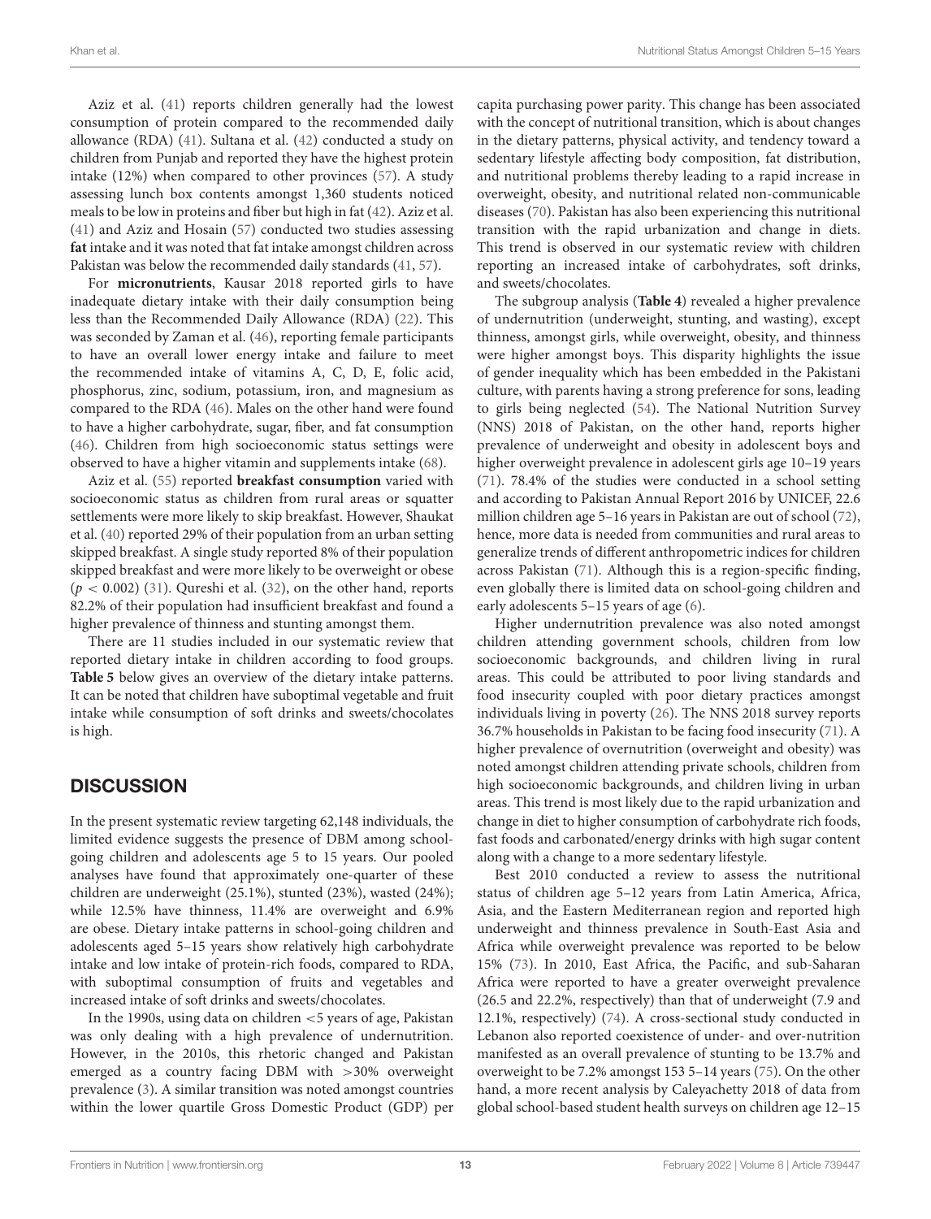Aziz et al. (41) reports children generally had the lowest consumption of protein compared to the recommended daily allowance (RDA) (41). Sultana et al. (42) conducted a study on children from Punjab and reported they have the highest protein intake (12%) when compared to other provinces (57). A study assessing lunch box contents amongst 1,360 students noticed meals to be low in proteins and fiber but high in fat (42). Aziz et al. (41) and Aziz and Hosain (57) conducted two studies assessing **fat** intake and it was noted that fat intake amongst children across Pakistan was below the recommended daily standards (41, 57).

For **micronutrients**, Kausar 2018 reported girls to have inadequate dietary intake with their daily consumption being less than the Recommended Daily Allowance (RDA) (22). This was seconded by Zaman et al. (46), reporting female participants to have an overall lower energy intake and failure to meet the recommended intake of vitamins A, C, D, E, folic acid, phosphorus, zinc, sodium, potassium, iron, and magnesium as compared to the RDA (46). Males on the other hand were found to have a higher carbohydrate, sugar, fiber, and fat consumption (46). Children from high socioeconomic status settings were observed to have a higher vitamin and supplements intake (68).

Aziz et al. (55) reported **breakfast consumption** varied with socioeconomic status as children from rural areas or squatter settlements were more likely to skip breakfast. However, Shaukat et al. (40) reported 29% of their population from an urban setting skipped breakfast. A single study reported 8% of their population skipped breakfast and were more likely to be overweight or obese ($p < 0.002$) (31). Qureshi et al. (32), on the other hand, reports 82.2% of their population had insufficient breakfast and found a higher prevalence of thinness and stunting amongst them.

There are 11 studies included in our systematic review that reported dietary intake in children according to food groups. **Table 5** below gives an overview of the dietary intake patterns. It can be noted that children have suboptimal vegetable and fruit intake while consumption of soft drinks and sweets/chocolates is high.

## DISCUSSION

In the present systematic review targeting 62,148 individuals, the limited evidence suggests the presence of DBM among school-going children and adolescents age 5 to 15 years. Our pooled analyses have found that approximately one-quarter of these children are underweight (25.1%), stunted (23%), wasted (24%); while 12.5% have thinness, 11.4% are overweight and 6.9% are obese. Dietary intake patterns in school-going children and adolescents aged 5–15 years show relatively high carbohydrate intake and low intake of protein-rich foods, compared to RDA, with suboptimal consumption of fruits and vegetables and increased intake of soft drinks and sweets/chocolates.

In the 1990s, using data on children <5 years of age, Pakistan was only dealing with a high prevalence of undernutrition. However, in the 2010s, this rhetoric changed and Pakistan emerged as a country facing DBM with >30% overweight prevalence (3). A similar transition was noted amongst countries within the lower quartile Gross Domestic Product (GDP) per capita purchasing power parity. This change has been associated with the concept of nutritional transition, which is about changes in the dietary patterns, physical activity, and tendency toward a sedentary lifestyle affecting body composition, fat distribution, and nutritional problems thereby leading to a rapid increase in overweight, obesity, and nutritional related non-communicable diseases (70). Pakistan has also been experiencing this nutritional transition with the rapid urbanization and change in diets. This trend is observed in our systematic review with children reporting an increased intake of carbohydrates, soft drinks, and sweets/chocolates.

The subgroup analysis (**Table 4**) revealed a higher prevalence of undernutrition (underweight, stunting, and wasting), except thinness, amongst girls, while overweight, obesity, and thinness were higher amongst boys. This disparity highlights the issue of gender inequality which has been embedded in the Pakistani culture, with parents having a strong preference for sons, leading to girls being neglected (54). The National Nutrition Survey (NNS) 2018 of Pakistan, on the other hand, reports higher prevalence of underweight and obesity in adolescent boys and higher overweight prevalence in adolescent girls age 10–19 years (71). 78.4% of the studies were conducted in a school setting and according to Pakistan Annual Report 2016 by UNICEF, 22.6 million children age 5–16 years in Pakistan are out of school (72), hence, more data is needed from communities and rural areas to generalize trends of different anthropometric indices for children across Pakistan (71). Although this is a region-specific finding, even globally there is limited data on school-going children and early adolescents 5–15 years of age (6).

Higher undernutrition prevalence was also noted amongst children attending government schools, children from low socioeconomic backgrounds, and children living in rural areas. This could be attributed to poor living standards and food insecurity coupled with poor dietary practices amongst individuals living in poverty (26). The NNS 2018 survey reports 36.7% households in Pakistan to be facing food insecurity (71). A higher prevalence of overnutrition (overweight and obesity) was noted amongst children attending private schools, children from high socioeconomic backgrounds, and children living in urban areas. This trend is most likely due to the rapid urbanization and change in diet to higher consumption of carbohydrate rich foods, fast foods and carbonated/energy drinks with high sugar content along with a change to a more sedentary lifestyle.

Best 2010 conducted a review to assess the nutritional status of children age 5–12 years from Latin America, Africa, Asia, and the Eastern Mediterranean region and reported high underweight and thinness prevalence in South-East Asia and Africa while overweight prevalence was reported to be below 15% (73). In 2010, East Africa, the Pacific, and sub-Saharan Africa were reported to have a greater overweight prevalence (26.5 and 22.2%, respectively) than that of underweight (7.9 and 12.1%, respectively) (74). A cross-sectional study conducted in Lebanon also reported coexistence of under- and over-nutrition manifested as an overall prevalence of stunting to be 13.7% and overweight to be 7.2% amongst 153 5–14 years (75). On the other hand, a more recent analysis by Caleyachetty 2018 of data from global school-based student health surveys on children age 12–15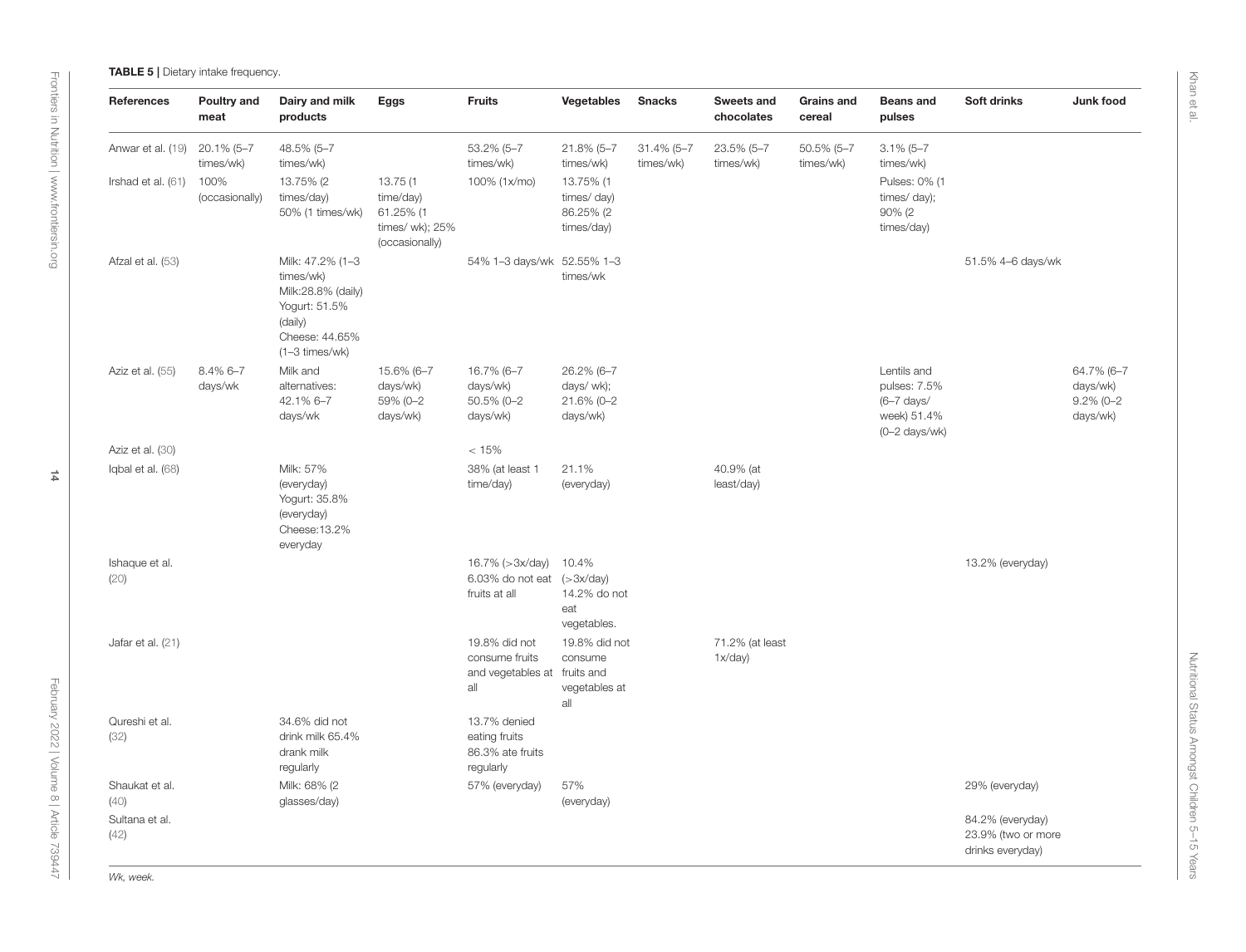**TABLE 5 |** Dietary intake frequency.

| References | Poultry and meat | Dairy and milk products | Eggs | Fruits | Vegetables | Snacks | Sweets and chocolates | Grains and cereal | Beans and pulses | Soft drinks | Junk food |
|---|---|---|---|---|---|---|---|---|---|---|---|
| Anwar et al. (19) | 20.1% (5–7 times/wk) | 48.5% (5–7 times/wk) | | 53.2% (5–7 times/wk) | 21.8% (5–7 times/wk) | 31.4% (5–7 times/wk) | 23.5% (5–7 times/wk) | 50.5% (5–7 times/wk) | 3.1% (5–7 times/wk) | | |
| Irshad et al. (61) | 100% (occasionally) | 13.75% (2 times/day) 50% (1 times/wk) | 13.75 (1 time/day) 61.25% (1 times/ wk); 25% (occasionally) | 100% (1x/mo) | 13.75% (1 times/ day) 86.25% (2 times/day) | | | | Pulses: 0% (1 times/ day); 90% (2 times/day) | | |
| Afzal et al. (53) | | Milk: 47.2% (1–3 times/wk) Milk:28.8% (daily) Yogurt: 51.5% (daily) Cheese: 44.65% (1–3 times/wk) | | 54% 1–3 days/wk | 52.55% 1–3 times/wk | | | | | 51.5% 4–6 days/wk | |
| Aziz et al. (55) | 8.4% 6–7 days/wk | Milk and alternatives: 42.1% 6–7 days/wk | 15.6% (6–7 days/wk) 59% (0–2 days/wk) | 16.7% (6–7 days/wk) 50.5% (0–2 days/wk) | 26.2% (6–7 days/ wk); 21.6% (0–2 days/wk) | | | | Lentils and pulses: 7.5% (6–7 days/ week) 51.4% (0–2 days/wk) | | 64.7% (6–7 days/wk) 9.2% (0–2 days/wk) |
| Aziz et al. (30) | | | | < 15% | | | | | | | |
| Iqbal et al. (68) | | Milk: 57% (everyday) Yogurt: 35.8% (everyday) Cheese:13.2% everyday | | 38% (at least 1 time/day) | 21.1% (everyday) | | 40.9% (at least/day) | | | | |
| Ishaque et al. (20) | | | | 16.7% (>3x/day) 6.03% do not eat fruits at all | 10.4% (>3x/day) 14.2% do not eat vegetables. | | | | | 13.2% (everyday) | |
| Jafar et al. (21) | | | | 19.8% did not consume fruits and vegetables at all | 19.8% did not consume fruits and vegetables at all | | 71.2% (at least 1x/day) | | | | |
| Qureshi et al. (32) | | 34.6% did not drink milk 65.4% drank milk regularly | | 13.7% denied eating fruits 86.3% ate fruits regularly | | | | | | | |
| Shaukat et al. (40) | | Milk: 68% (2 glasses/day) | | 57% (everyday) | 57% (everyday) | | | | | 29% (everyday) | |
| Sultana et al. (42) | | | | | | | | | | 84.2% (everyday) 23.9% (two or more drinks everyday) | |

*Wk, week.*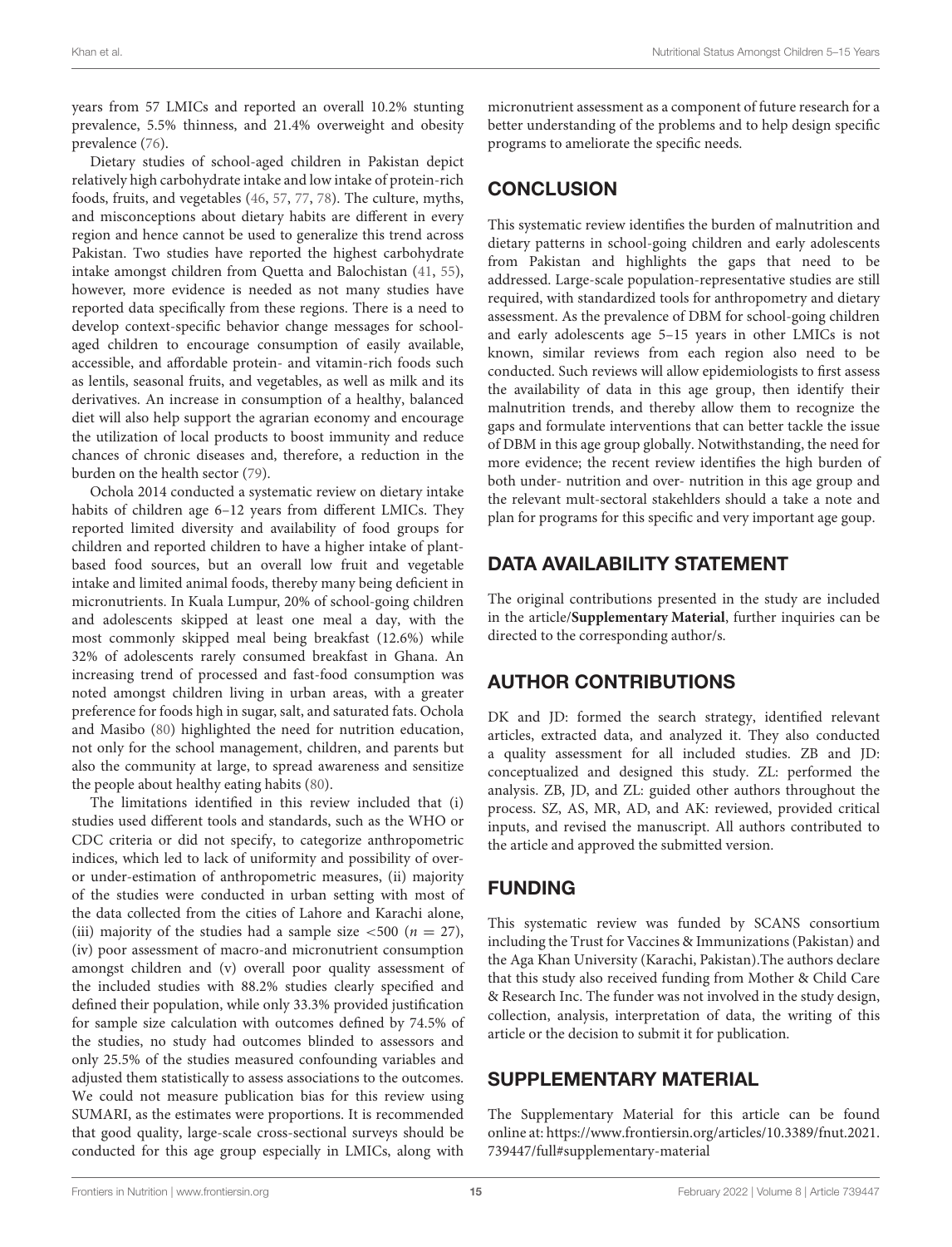years from 57 LMICs and reported an overall 10.2% stunting prevalence, 5.5% thinness, and 21.4% overweight and obesity prevalence (76).

Dietary studies of school-aged children in Pakistan depict relatively high carbohydrate intake and low intake of protein-rich foods, fruits, and vegetables (46, 57, 77, 78). The culture, myths, and misconceptions about dietary habits are different in every region and hence cannot be used to generalize this trend across Pakistan. Two studies have reported the highest carbohydrate intake amongst children from Quetta and Balochistan (41, 55), however, more evidence is needed as not many studies have reported data specifically from these regions. There is a need to develop context-specific behavior change messages for school-aged children to encourage consumption of easily available, accessible, and affordable protein- and vitamin-rich foods such as lentils, seasonal fruits, and vegetables, as well as milk and its derivatives. An increase in consumption of a healthy, balanced diet will also help support the agrarian economy and encourage the utilization of local products to boost immunity and reduce chances of chronic diseases and, therefore, a reduction in the burden on the health sector (79).

Ochola 2014 conducted a systematic review on dietary intake habits of children age 6–12 years from different LMICs. They reported limited diversity and availability of food groups for children and reported children to have a higher intake of plant-based food sources, but an overall low fruit and vegetable intake and limited animal foods, thereby many being deficient in micronutrients. In Kuala Lumpur, 20% of school-going children and adolescents skipped at least one meal a day, with the most commonly skipped meal being breakfast (12.6%) while 32% of adolescents rarely consumed breakfast in Ghana. An increasing trend of processed and fast-food consumption was noted amongst children living in urban areas, with a greater preference for foods high in sugar, salt, and saturated fats. Ochola and Masibo (80) highlighted the need for nutrition education, not only for the school management, children, and parents but also the community at large, to spread awareness and sensitize the people about healthy eating habits (80).

The limitations identified in this review included that (i) studies used different tools and standards, such as the WHO or CDC criteria or did not specify, to categorize anthropometric indices, which led to lack of uniformity and possibility of over- or under-estimation of anthropometric measures, (ii) majority of the studies were conducted in urban setting with most of the data collected from the cities of Lahore and Karachi alone, (iii) majority of the studies had a sample size $<500$ ($n = 27$), (iv) poor assessment of macro-and micronutrient consumption amongst children and (v) overall poor quality assessment of the included studies with 88.2% studies clearly specified and defined their population, while only 33.3% provided justification for sample size calculation with outcomes defined by 74.5% of the studies, no study had outcomes blinded to assessors and only 25.5% of the studies measured confounding variables and adjusted them statistically to assess associations to the outcomes. We could not measure publication bias for this review using SUMARI, as the estimates were proportions. It is recommended that good quality, large-scale cross-sectional surveys should be conducted for this age group especially in LMICs, along with micronutrient assessment as a component of future research for a better understanding of the problems and to help design specific programs to ameliorate the specific needs.

## CONCLUSION

This systematic review identifies the burden of malnutrition and dietary patterns in school-going children and early adolescents from Pakistan and highlights the gaps that need to be addressed. Large-scale population-representative studies are still required, with standardized tools for anthropometry and dietary assessment. As the prevalence of DBM for school-going children and early adolescents age 5–15 years in other LMICs is not known, similar reviews from each region also need to be conducted. Such reviews will allow epidemiologists to first assess the availability of data in this age group, then identify their malnutrition trends, and thereby allow them to recognize the gaps and formulate interventions that can better tackle the issue of DBM in this age group globally. Notwithstanding, the need for more evidence; the recent review identifies the high burden of both under- nutrition and over- nutrition in this age group and the relevant mult-sectoral stakehlders should a take a note and plan for programs for this specific and very important age goup.

## DATA AVAILABILITY STATEMENT

The original contributions presented in the study are included in the article/**Supplementary Material**, further inquiries can be directed to the corresponding author/s.

## AUTHOR CONTRIBUTIONS

DK and JD: formed the search strategy, identified relevant articles, extracted data, and analyzed it. They also conducted a quality assessment for all included studies. ZB and JD: conceptualized and designed this study. ZL: performed the analysis. ZB, JD, and ZL: guided other authors throughout the process. SZ, AS, MR, AD, and AK: reviewed, provided critical inputs, and revised the manuscript. All authors contributed to the article and approved the submitted version.

## FUNDING

This systematic review was funded by SCANS consortium including the Trust for Vaccines & Immunizations (Pakistan) and the Aga Khan University (Karachi, Pakistan).The authors declare that this study also received funding from Mother & Child Care & Research Inc. The funder was not involved in the study design, collection, analysis, interpretation of data, the writing of this article or the decision to submit it for publication.

## SUPPLEMENTARY MATERIAL

The Supplementary Material for this article can be found online at: https://www.frontiersin.org/articles/10.3389/fnut.2021.739447/full#supplementary-material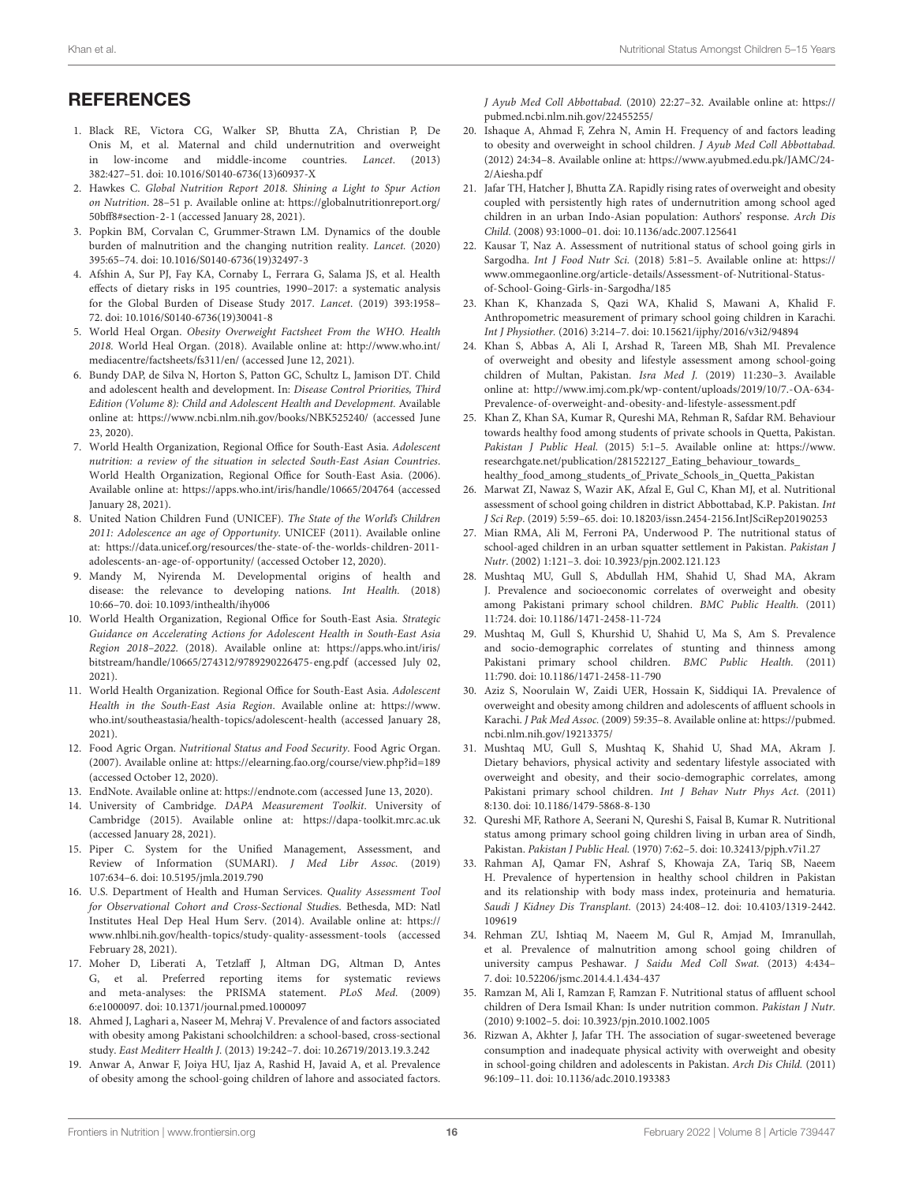## REFERENCES

1. Black RE, Victora CG, Walker SP, Bhutta ZA, Christian P, De Onis M, et al. Maternal and child undernutrition and overweight in low-income and middle-income countries. *Lancet*. (2013) 382:427–51. doi: 10.1016/S0140-6736(13)60937-X
2. Hawkes C. *Global Nutrition Report 2018. Shining a Light to Spur Action on Nutrition*. 28–51 p. Available online at: https://globalnutritionreport.org/50bff8#section-2-1 (accessed January 28, 2021).
3. Popkin BM, Corvalan C, Grummer-Strawn LM. Dynamics of the double burden of malnutrition and the changing nutrition reality. *Lancet*. (2020) 395:65–74. doi: 10.1016/S0140-6736(19)32497-3
4. Afshin A, Sur PJ, Fay KA, Cornaby L, Ferrara G, Salama JS, et al. Health effects of dietary risks in 195 countries, 1990–2017: a systematic analysis for the Global Burden of Disease Study 2017. *Lancet*. (2019) 393:1958–72. doi: 10.1016/S0140-6736(19)30041-8
5. World Heal Organ. *Obesity Overweight Factsheet From the WHO. Health 2018*. World Heal Organ. (2018). Available online at: http://www.who.int/mediacentre/factsheets/fs311/en/ (accessed June 12, 2021).
6. Bundy DAP, de Silva N, Horton S, Patton GC, Schultz L, Jamison DT. Child and adolescent health and development. In: *Disease Control Priorities, Third Edition (Volume 8): Child and Adolescent Health and Development*. Available online at: https://www.ncbi.nlm.nih.gov/books/NBK525240/ (accessed June 23, 2020).
7. World Health Organization, Regional Office for South-East Asia. *Adolescent nutrition: a review of the situation in selected South-East Asian Countries*. World Health Organization, Regional Office for South-East Asia. (2006). Available online at: https://apps.who.int/iris/handle/10665/204764 (accessed January 28, 2021).
8. United Nation Children Fund (UNICEF). *The State of the World's Children 2011: Adolescence an age of Opportunity*. UNICEF (2011). Available online at: https://data.unicef.org/resources/the-state-of-the-worlds-children-2011-adolescents-an-age-of-opportunity/ (accessed October 12, 2020).
9. Mandy M, Nyirenda M. Developmental origins of health and disease: the relevance to developing nations. *Int Health*. (2018) 10:66–70. doi: 10.1093/inthealth/ihy006
10. World Health Organization, Regional Office for South-East Asia. *Strategic Guidance on Accelerating Actions for Adolescent Health in South-East Asia Region 2018–2022*. (2018). Available online at: https://apps.who.int/iris/bitstream/handle/10665/274312/9789290226475-eng.pdf (accessed July 02, 2021).
11. World Health Organization. Regional Office for South-East Asia. *Adolescent Health in the South-East Asia Region*. Available online at: https://www.who.int/southeastasia/health-topics/adolescent-health (accessed January 28, 2021).
12. Food Agric Organ. *Nutritional Status and Food Security*. Food Agric Organ. (2007). Available online at: https://elearning.fao.org/course/view.php?id=189 (accessed October 12, 2020).
13. EndNote. Available online at: https://endnote.com (accessed June 13, 2020).
14. University of Cambridge. *DAPA Measurement Toolkit*. University of Cambridge (2015). Available online at: https://dapa-toolkit.mrc.ac.uk (accessed January 28, 2021).
15. Piper C. System for the Unified Management, Assessment, and Review of Information (SUMARI). *J Med Libr Assoc*. (2019) 107:634–6. doi: 10.5195/jmla.2019.790
16. U.S. Department of Health and Human Services. *Quality Assessment Tool for Observational Cohort and Cross-Sectional Studies*. Bethesda, MD: Natl Institutes Heal Dep Heal Hum Serv. (2014). Available online at: https://www.nhlbi.nih.gov/health-topics/study-quality-assessment-tools (accessed February 28, 2021).
17. Moher D, Liberati A, Tetzlaff J, Altman DG, Altman D, Antes G, et al. Preferred reporting items for systematic reviews and meta-analyses: the PRISMA statement. *PLoS Med*. (2009) 6:e1000097. doi: 10.1371/journal.pmed.1000097
18. Ahmed J, Laghari a, Naseer M, Mehraj V. Prevalence of and factors associated with obesity among Pakistani schoolchildren: a school-based, cross-sectional study. *East Mediterr Health J*. (2013) 19:242–7. doi: 10.26719/2013.19.3.242
19. Anwar A, Anwar F, Joiya HU, Ijaz A, Rashid H, Javaid A, et al. Prevalence of obesity among the school-going children of lahore and associated factors. *J Ayub Med Coll Abbottabad*. (2010) 22:27–32. Available online at: https://pubmed.ncbi.nlm.nih.gov/22455255/
20. Ishaque A, Ahmad F, Zehra N, Amin H. Frequency of and factors leading to obesity and overweight in school children. *J Ayub Med Coll Abbottabad*. (2012) 24:34–8. Available online at: https://www.ayubmed.edu.pk/JAMC/24-2/Aiesha.pdf
21. Jafar TH, Hatcher J, Bhutta ZA. Rapidly rising rates of overweight and obesity coupled with persistently high rates of undernutrition among school aged children in an urban Indo-Asian population: Authors' response. *Arch Dis Child*. (2008) 93:1000–01. doi: 10.1136/adc.2007.125641
22. Kausar T, Naz A. Assessment of nutritional status of school going girls in Sargodha. *Int J Food Nutr Sci*. (2018) 5:81–5. Available online at: https://www.ommegaonline.org/article-details/Assessment-of-Nutritional-Status-of-School-Going-Girls-in-Sargodha/185
23. Khan K, Khanzada S, Qazi WA, Khalid S, Mawani A, Khalid F. Anthropometric measurement of primary school going children in Karachi. *Int J Physiother*. (2016) 3:214–7. doi: 10.15621/ijphy/2016/v3i2/94894
24. Khan S, Abbas A, Ali I, Arshad R, Tareen MB, Shah MI. Prevalence of overweight and obesity and lifestyle assessment among school-going children of Multan, Pakistan. *Isra Med J*. (2019) 11:230–3. Available online at: http://www.imj.com.pk/wp-content/uploads/2019/10/7.-OA-634-Prevalence-of-overweight-and-obesity-and-lifestyle-assessment.pdf
25. Khan Z, Khan SA, Kumar R, Qureshi MA, Rehman R, Safdar RM. Behaviour towards healthy food among students of private schools in Quetta, Pakistan. *Pakistan J Public Heal*. (2015) 5:1–5. Available online at: https://www.researchgate.net/publication/281522127_Eating_behaviour_towards_healthy_food_among_students_of_Private_Schools_in_Quetta_Pakistan
26. Marwat ZI, Nawaz S, Wazir AK, Afzal E, Gul C, Khan MJ, et al. Nutritional assessment of school going children in district Abbottabad, K.P. Pakistan. *Int J Sci Rep*. (2019) 5:59–65. doi: 10.18203/issn.2454-2156.IntJSciRep20190253
27. Mian RMA, Ali M, Ferroni PA, Underwood P. The nutritional status of school-aged children in an urban squatter settlement in Pakistan. *Pakistan J Nutr*. (2002) 1:121–3. doi: 10.3923/pjn.2002.121.123
28. Mushtaq MU, Gull S, Abdullah HM, Shahid U, Shad MA, Akram J. Prevalence and socioeconomic correlates of overweight and obesity among Pakistani primary school children. *BMC Public Health*. (2011) 11:724. doi: 10.1186/1471-2458-11-724
29. Mushtaq M, Gull S, Khurshid U, Shahid U, Ma S, Am S. Prevalence and socio-demographic correlates of stunting and thinness among Pakistani primary school children. *BMC Public Health*. (2011) 11:790. doi: 10.1186/1471-2458-11-790
30. Aziz S, Noorulain W, Zaidi UER, Hossain K, Siddiqui IA. Prevalence of overweight and obesity among children and adolescents of affluent schools in Karachi. *J Pak Med Assoc*. (2009) 59:35–8. Available online at: https://pubmed.ncbi.nlm.nih.gov/19213375/
31. Mushtaq MU, Gull S, Mushtaq K, Shahid U, Shad MA, Akram J. Dietary behaviors, physical activity and sedentary lifestyle associated with overweight and obesity, and their socio-demographic correlates, among Pakistani primary school children. *Int J Behav Nutr Phys Act*. (2011) 8:130. doi: 10.1186/1479-5868-8-130
32. Qureshi MF, Rathore A, Seerani N, Qureshi S, Faisal B, Kumar R. Nutritional status among primary school going children living in urban area of Sindh, Pakistan. *Pakistan J Public Heal*. (1970) 7:62–5. doi: 10.32413/pjph.v7i1.27
33. Rahman AJ, Qamar FN, Ashraf S, Khowaja ZA, Tariq SB, Naeem H. Prevalence of hypertension in healthy school children in Pakistan and its relationship with body mass index, proteinuria and hematuria. *Saudi J Kidney Dis Transplant*. (2013) 24:408–12. doi: 10.4103/1319-2442.109619
34. Rehman ZU, Ishtiaq M, Naeem M, Gul R, Amjad M, Imranullah, et al. Prevalence of malnutrition among school going children of university campus Peshawar. *J Saidu Med Coll Swat*. (2013) 4:434–7. doi: 10.52206/jsmc.2014.4.1.434-437
35. Ramzan M, Ali I, Ramzan F, Ramzan F. Nutritional status of affluent school children of Dera Ismail Khan: Is under nutrition common. *Pakistan J Nutr*. (2010) 9:1002–5. doi: 10.3923/pjn.2010.1002.1005
36. Rizwan A, Akhter J, Jafar TH. The association of sugar-sweetened beverage consumption and inadequate physical activity with overweight and obesity in school-going children and adolescents in Pakistan. *Arch Dis Child*. (2011) 96:109–11. doi: 10.1136/adc.2010.193383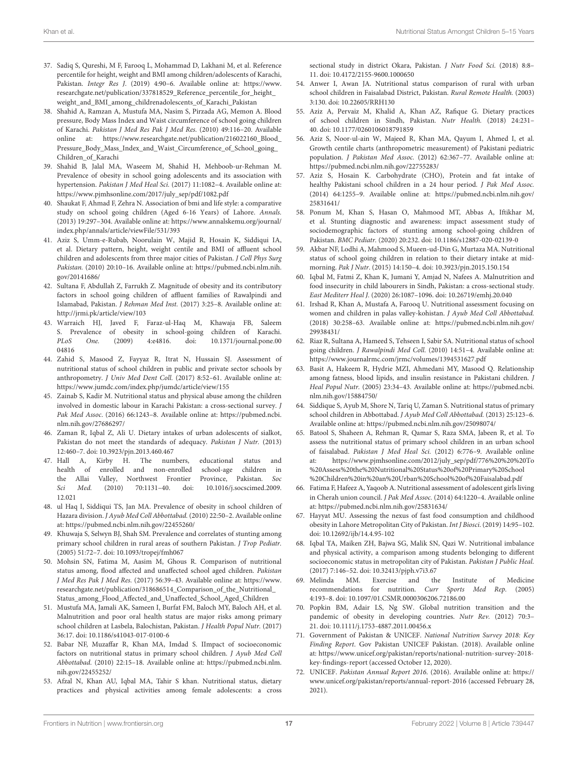37. Sadiq S, Qureshi, M F, Farooq L, Mohammad D, Lakhani M, et al. Reference percentile for height, weight and BMI among children/adolescents of Karachi, Pakistan. *Integr Res J*. (2019) 4:90–6. Available online at: https://www.researchgate.net/publication/337818529_Reference_percentile_for_height_weight_and_BMI_among_childrenadolescents_of_Karachi_Pakistan
38. Shahid A, Ramzan A, Mustufa MA, Nasim S, Pirzada AG, Memon A. Blood pressure, Body Mass Index and Waist circumference of school going children of Karachi. *Pakistan J Med Res Pak J Med Res*. (2010) 49:116–20. Available online at: https://www.researchgate.net/publication/216022160_Blood_Pressure_Body_Mass_Index_and_Waist_Circumference_of_School_going_Children_of_Karachi
39. Shahid B, Jalal MA, Waseem M, Shahid H, Mehboob-ur-Rehman M. Prevalence of obesity in school going adolescents and its association with hypertension. *Pakistan J Med Heal Sci*. (2017) 11:1082–4. Available online at: https://www.pjmhsonline.com/2017/july_sep/pdf/1082.pdf
40. Shaukat F, Ahmad F, Zehra N. Association of bmi and life style: a comparative study on school going children (Aged 6-16 Years) of Lahore. *Annals*. (2013) 19:297–304. Available online at: https://www.annalskemu.org/journal/index.php/annals/article/viewFile/531/393
41. Aziz S, Umm-e-Rubab, Noorulain W, Majid R, Hosain K, Siddiqui IA, et al. Dietary pattern, height, weight centile and BMI of affluent school children and adolescents from three major cities of Pakistan. *J Coll Phys Surg Pakistan*. (2010) 20:10–16. Available online at: https://pubmed.ncbi.nlm.nih.gov/20141686/
42. Sultana F, Abdullah Z, Farrukh Z. Magnitude of obesity and its contributory factors in school going children of affluent families of Rawalpindi and Islamabad, Pakistan. *J Rehman Med Inst*. (2017) 3:25–8. Available online at: http://jrmi.pk/article/view/103
43. Warraich HJ, Javed F, Faraz-ul-Haq M, Khawaja FB, Saleem S. Prevalence of obesity in school-going children of Karachi. *PLoS One*. (2009) 4:e4816. doi: 10.1371/journal.pone.0004816
44. Zahid S, Masood Z, Fayyaz R, Itrat N, Hussain SJ. Assessment of nutritional status of school children in public and private sector schools by anthropometry. *J Univ Med Dent Coll*. (2017) 8:52–61. Available online at: https://www.jumdc.com/index.php/jumdc/article/view/155
45. Zainab S, Kadir M. Nutritional status and physical abuse among the children involved in domestic labour in Karachi Pakistan: a cross-sectional survey. *J Pak Med Assoc*. (2016) 66:1243–8. Available online at: https://pubmed.ncbi.nlm.nih.gov/27686297/
46. Zaman R, Iqbal Z, Ali U. Dietary intakes of urban adolescents of sialkot, Pakistan do not meet the standards of adequacy. *Pakistan J Nutr*. (2013) 12:460–7. doi: 10.3923/pjn.2013.460.467
47. Hall A, Kirby H. The numbers, educational status and health of enrolled and non-enrolled school-age children in the Allai Valley, Northwest Frontier Province, Pakistan. *Soc Sci Med*. (2010) 70:1131–40. doi: 10.1016/j.socscimed.2009.12.021
48. ul Haq I, Siddiqui TS, Jan MA. Prevalence of obesity in school children of Hazara division. *J Ayub Med Coll Abbottabad*. (2010) 22:50–2. Available online at: https://pubmed.ncbi.nlm.nih.gov/22455260/
49. Khuwaja S, Selwyn BJ, Shah SM. Prevalence and correlates of stunting among primary school children in rural areas of southern Pakistan. *J Trop Pediatr*. (2005) 51:72–7. doi: 10.1093/tropej/fmh067
50. Mohsin SN, Fatima M, Aasim M, Ghous R. Comparison of nutritional status among, flood affected and unaffected school aged children. *Pakistan J Med Res Pak J Med Res*. (2017) 56:39–43. Available online at: https://www.researchgate.net/publication/318686514_Comparison_of_the_Nutritional_Status_among_Flood_Affected_and_Unaffected_School_Aged_Children
51. Mustufa MA, Jamali AK, Sameen I, Burfat FM, Baloch MY, Baloch AH, et al. Malnutrition and poor oral health status are major risks among primary school children at Lasbela, Balochistan, Pakistan. *J Health Popul Nutr*. (2017) 36:17. doi: 10.1186/s41043-017-0100-6
52. Babar NF, Muzaffar R, Khan MA, Imdad S. IImpact of socioeconomic factors on nutritional status in primary school children. *J Ayub Med Coll Abbottabad*. (2010) 22:15–18. Available online at: https://pubmed.ncbi.nlm.nih.gov/22455252/
53. Afzal N, Khan AU, Iqbal MA, Tahir S khan. Nutritional status, dietary practices and physical activities among female adolescents: a cross sectional study in district Okara, Pakistan. *J Nutr Food Sci*. (2018) 8:8–11. doi: 10.4172/2155-9600.1000650
54. Anwer I, Awan JA. Nutritional status comparison of rural with urban school children in Faisalabad District, Pakistan. *Rural Remote Health*. (2003) 3:130. doi: 10.22605/RRH130
55. Aziz A, Pervaiz M, Khalid A, Khan AZ, Rafique G. Dietary practices of school children in Sindh, Pakistan. *Nutr Health*. (2018) 24:231–40. doi: 10.1177/0260106018791859
56. Aziz S, Noor-ul-ain W, Majeed R, Khan MA, Qayum I, Ahmed I, et al. Growth centile charts (anthropometric measurement) of Pakistani pediatric population. *J Pakistan Med Assoc*. (2012) 62:367–77. Available online at: https://pubmed.ncbi.nlm.nih.gov/22755283/
57. Aziz S, Hosain K. Carbohydrate (CHO), Protein and fat intake of healthy Pakistani school children in a 24 hour period. *J Pak Med Assoc*. (2014) 64:1255–9. Available online at: https://pubmed.ncbi.nlm.nih.gov/25831641/
58. Ponum M, Khan S, Hasan O, Mahmood MT, Abbas A, Iftikhar M, et al. Stunting diagnostic and awareness: impact assessment study of sociodemographic factors of stunting among school-going children of Pakistan. *BMC Pediatr*. (2020) 20:232. doi: 10.1186/s12887-020-02139-0
59. Akbar NF, Lodhi A, Mahmood S, Mueen-ud-Din G, Murtaza MA. Nutritional status of school going children in relation to their dietary intake at mid-morning. *Pak J Nutr*. (2015) 14:150–4. doi: 10.3923/pjn.2015.150.154
60. Iqbal M, Fatmi Z, Khan K, Jumani Y, Amjad N, Nafees A. Malnutrition and food insecurity in child labourers in Sindh, Pakistan: a cross-sectional study. *East Mediterr Heal J*. (2020) 26:1087–1096. doi: 10.26719/emhj.20.040
61. Irshad R, Khan A, Mustafa A, Farooq U. Nutritional assessment focusing on women and children in palas valley-kohistan. *J Ayub Med Coll Abbottabad*. (2018) 30:258–63. Available online at: https://pubmed.ncbi.nlm.nih.gov/29938431/
62. Riaz R, Sultana A, Hameed S, Tehseen I, Sabir SA. Nutritional status of school going children. *J Rawalpindi Med Coll*. (2010) 14:51–4. Available online at: https://www.journalrmc.com/jrmc/volumes/1394531627.pdf
63. Basit A, Hakeem R, Hydrie MZI, Ahmedani MY, Masood Q. Relationship among fatness, blood lipids, and insulin resistance in Pakistani children. *J Heal Popul Nutr*. (2005) 23:34–43. Available online at: https://pubmed.ncbi.nlm.nih.gov/15884750/
64. Siddique S, Ayub M, Shore N, Tariq U, Zaman S. Nutritional status of primary school children in Abbottabad. *J Ayub Med Coll Abbottabad*. (2013) 25:123–6. Available online at: https://pubmed.ncbi.nlm.nih.gov/25098074/
65. Batool S, Shaheen A, Rehman R, Qamar S, Raza SMA, Jabeen R, et al. To assess the nutritional status of primary school children in an urban school of faisalabad. *Pakistan J Med Heal Sci*. (2012) 6:776–9. Available online at: https://www.pjmhsonline.com/2012/july_sep/pdf/776%20%20%20To%20Assess%20the%20Nutritional%20Status%20of%20Primary%20School%20Children%20in%20an%20Urban%20School%20of%20Faisalabad.pdf
66. Fatima F, Hafeez A, Yaqoob A. Nutritional assessment of adolescent girls living in Cherah union council. *J Pak Med Assoc*. (2014) 64:1220–4. Available online at: https://pubmed.ncbi.nlm.nih.gov/25831634/
67. Hayyat MU. Assessing the nexus of fast food consumption and childhood obesity in Lahore Metropolitan City of Pakistan. *Int J Biosci*. (2019) 14:95–102. doi: 10.12692/ijb/14.4.95-102
68. Iqbal TA, Maiken ZH, Bajwa SG, Malik SN, Qazi W. Nutritional imbalance and physical activity, a comparison among students belonging to different socioeconomic status in metropolitan city of Pakistan. *Pakistan J Public Heal*. (2017) 7:146–52. doi: 10.32413/pjph.v7i3.67
69. Melinda MM. Exercise and the Institute of Medicine recommendations for nutrition. *Curr Sports Med Rep*. (2005) 4:193–8. doi: 10.1097/01.CSMR.0000306206.72186.00
70. Popkin BM, Adair LS, Ng SW. Global nutrition transition and the pandemic of obesity in developing countries. *Nutr Rev*. (2012) 70:3–21. doi: 10.1111/j.1753-4887.2011.00456.x
71. Government of Pakistan & UNICEF. *National Nutrition Survey 2018: Key Finding Report*. Gov Pakistan UNICEF Pakistan. (2018). Available online at: https://www.unicef.org/pakistan/reports/national-nutrition-survey-2018-key-findings-report (accessed October 12, 2020).
72. UNICEF. *Pakistan Annual Report 2016*. (2016). Available online at: https://www.unicef.org/pakistan/reports/annual-report-2016 (accessed February 28, 2021).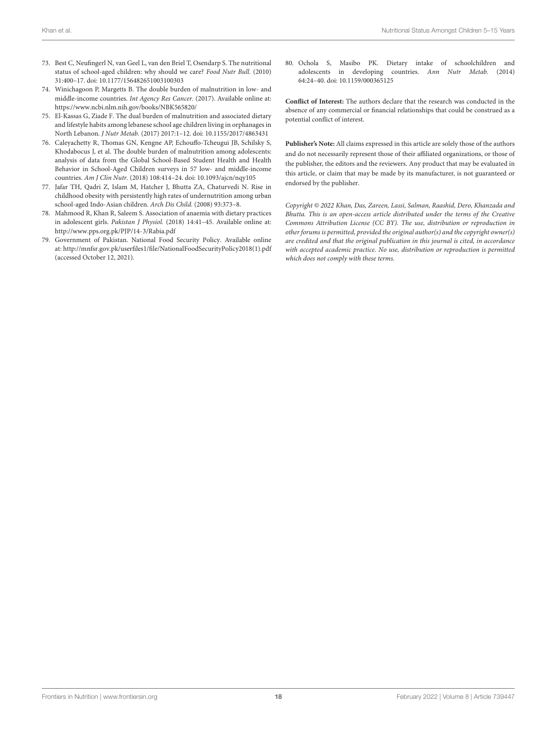73. Best C, Neufingerl N, van Geel L, van den Briel T, Osendarp S. The nutritional status of school-aged children: why should we care? *Food Nutr Bull.* (2010) 31:400–17. doi: 10.1177/156482651003100303
74. Winichagoon P, Margetts B. The double burden of malnutrition in low- and middle-income countries. *Int Agency Res Cancer.* (2017). Available online at: https://www.ncbi.nlm.nih.gov/books/NBK565820/
75. El-Kassas G, Ziade F. The dual burden of malnutrition and associated dietary and lifestyle habits among lebanese school age children living in orphanages in North Lebanon. *J Nutr Metab.* (2017) 2017:1–12. doi: 10.1155/2017/4863431
76. Caleyachetty R, Thomas GN, Kengne AP, Echouffo-Tcheugui JB, Schilsky S, Khodabocus J, et al. The double burden of malnutrition among adolescents: analysis of data from the Global School-Based Student Health and Health Behavior in School-Aged Children surveys in 57 low- and middle-income countries. *Am J Clin Nutr.* (2018) 108:414–24. doi: 10.1093/ajcn/nqy105
77. Jafar TH, Qadri Z, Islam M, Hatcher J, Bhutta ZA, Chaturvedi N. Rise in childhood obesity with persistently high rates of undernutrition among urban school-aged Indo-Asian children. *Arch Dis Child.* (2008) 93:373–8.
78. Mahmood R, Khan R, Saleem S. Association of anaemia with dietary practices in adolescent girls. *Pakistan J Physiol.* (2018) 14:41–45. Available online at: http://www.pps.org.pk/PJP/14-3/Rabia.pdf
79. Government of Pakistan. National Food Security Policy. Available online at: http://mnfsr.gov.pk/userfiles1/file/NationalFoodSecurityPolicy2018(1).pdf (accessed October 12, 2021).
80. Ochola S, Masibo PK. Dietary intake of schoolchildren and adolescents in developing countries. *Ann Nutr Metab.* (2014) 64:24–40. doi: 10.1159/000365125

**Conflict of Interest:** The authors declare that the research was conducted in the absence of any commercial or financial relationships that could be construed as a potential conflict of interest.

**Publisher's Note:** All claims expressed in this article are solely those of the authors and do not necessarily represent those of their affiliated organizations, or those of the publisher, the editors and the reviewers. Any product that may be evaluated in this article, or claim that may be made by its manufacturer, is not guaranteed or endorsed by the publisher.

*Copyright © 2022 Khan, Das, Zareen, Lassi, Salman, Raashid, Dero, Khanzada and Bhutta. This is an open-access article distributed under the terms of the Creative Commons Attribution License (CC BY). The use, distribution or reproduction in other forums is permitted, provided the original author(s) and the copyright owner(s) are credited and that the original publication in this journal is cited, in accordance with accepted academic practice. No use, distribution or reproduction is permitted which does not comply with these terms.*